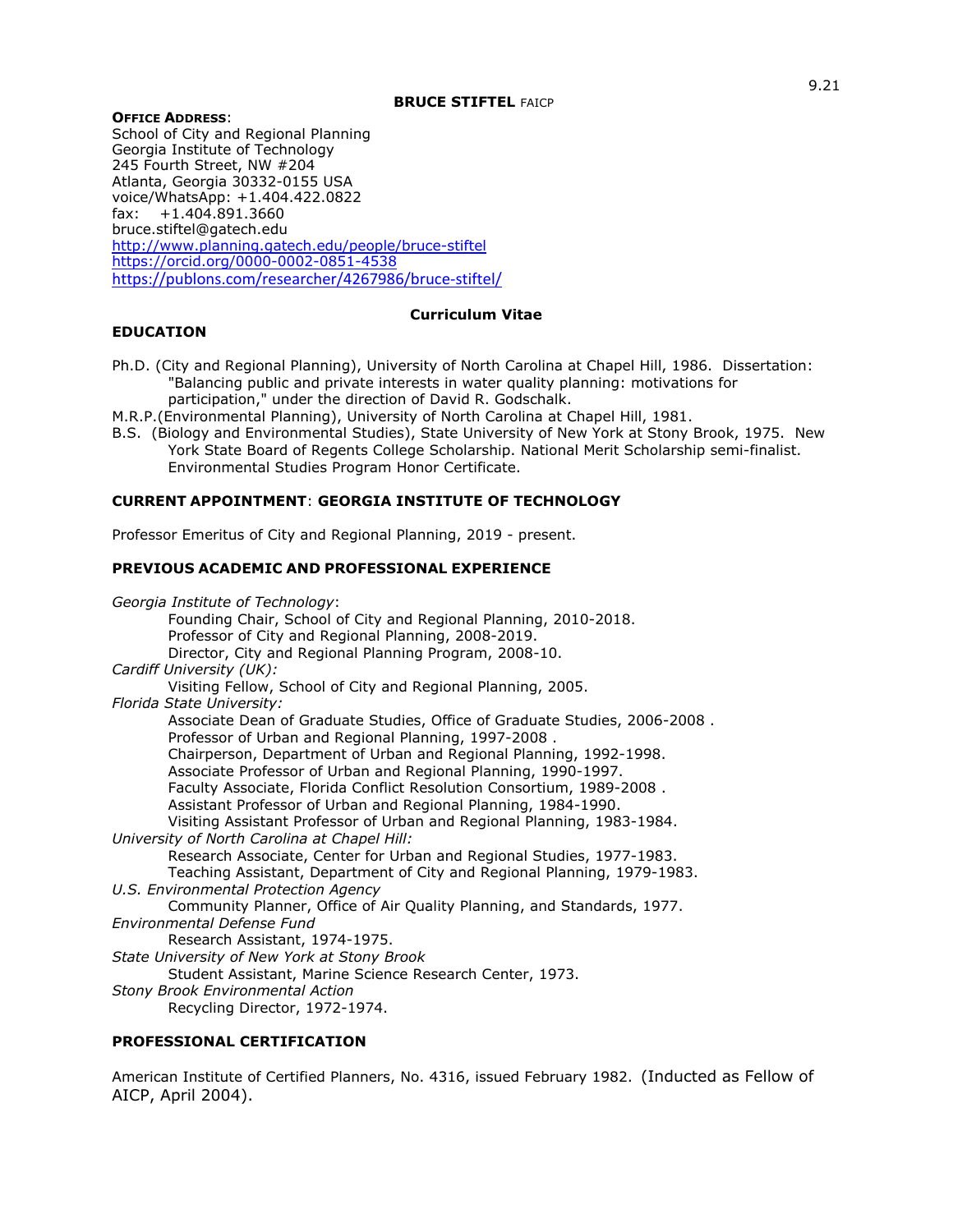# BRUCE STIFTEL FAICP

**OFFICE ADDRESS**:
School of City and Regional Planning
Georgia Institute of Technology
245 Fourth Street, NW #204
Atlanta, Georgia 30332-0155 USA
voice/WhatsApp: +1.404.422.0822
fax: +1.404.891.3660
bruce.stiftel@gatech.edu
http://www.planning.gatech.edu/people/bruce-stiftel
https://orcid.org/0000-0002-0851-4538
https://publons.com/researcher/4267986/bruce-stiftel/

## Curriculum Vitae

## EDUCATION

Ph.D. (City and Regional Planning), University of North Carolina at Chapel Hill, 1986. Dissertation: "Balancing public and private interests in water quality planning: motivations for participation," under the direction of David R. Godschalk.

M.R.P.(Environmental Planning), University of North Carolina at Chapel Hill, 1981.

B.S. (Biology and Environmental Studies), State University of New York at Stony Brook, 1975. New York State Board of Regents College Scholarship. National Merit Scholarship semi-finalist. Environmental Studies Program Honor Certificate.

## CURRENT APPOINTMENT: GEORGIA INSTITUTE OF TECHNOLOGY

Professor Emeritus of City and Regional Planning, 2019 - present.

## PREVIOUS ACADEMIC AND PROFESSIONAL EXPERIENCE

*Georgia Institute of Technology*:
- Founding Chair, School of City and Regional Planning, 2010-2018.
- Professor of City and Regional Planning, 2008-2019.
- Director, City and Regional Planning Program, 2008-10.

*Cardiff University (UK):*
- Visiting Fellow, School of City and Regional Planning, 2005.

*Florida State University:*
- Associate Dean of Graduate Studies, Office of Graduate Studies, 2006-2008 .
- Professor of Urban and Regional Planning, 1997-2008 .
- Chairperson, Department of Urban and Regional Planning, 1992-1998.
- Associate Professor of Urban and Regional Planning, 1990-1997.
- Faculty Associate, Florida Conflict Resolution Consortium, 1989-2008 .
- Assistant Professor of Urban and Regional Planning, 1984-1990.
- Visiting Assistant Professor of Urban and Regional Planning, 1983-1984.

*University of North Carolina at Chapel Hill:*
- Research Associate, Center for Urban and Regional Studies, 1977-1983.
- Teaching Assistant, Department of City and Regional Planning, 1979-1983.

*U.S. Environmental Protection Agency*
- Community Planner, Office of Air Quality Planning, and Standards, 1977.

*Environmental Defense Fund*
- Research Assistant, 1974-1975.

*State University of New York at Stony Brook*
- Student Assistant, Marine Science Research Center, 1973.

*Stony Brook Environmental Action*
- Recycling Director, 1972-1974.

## PROFESSIONAL CERTIFICATION

American Institute of Certified Planners, No. 4316, issued February 1982. (Inducted as Fellow of AICP, April 2004).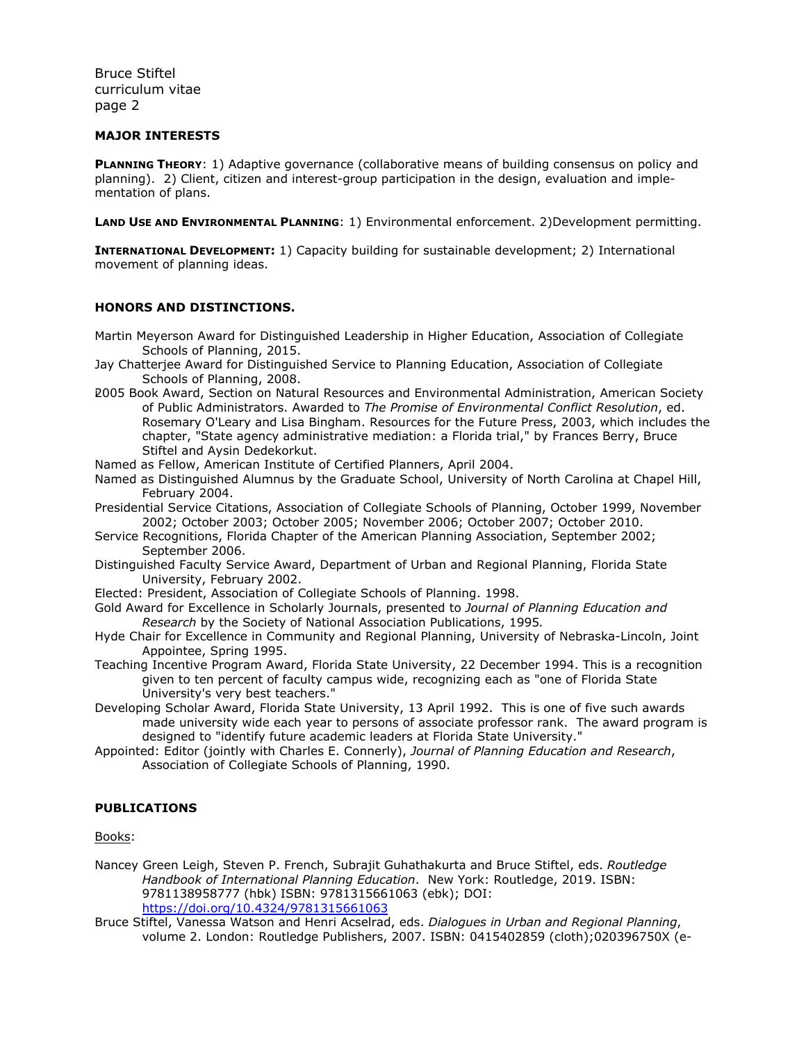## MAJOR INTERESTS

**PLANNING THEORY**: 1) Adaptive governance (collaborative means of building consensus on policy and planning). 2) Client, citizen and interest-group participation in the design, evaluation and implementation of plans.

**LAND USE AND ENVIRONMENTAL PLANNING**: 1) Environmental enforcement. 2)Development permitting.

**INTERNATIONAL DEVELOPMENT:** 1) Capacity building for sustainable development; 2) International movement of planning ideas.

## HONORS AND DISTINCTIONS.

Martin Meyerson Award for Distinguished Leadership in Higher Education, Association of Collegiate Schools of Planning, 2015.

Jay Chatterjee Award for Distinguished Service to Planning Education, Association of Collegiate Schools of Planning, 2008.

2005 Book Award, Section on Natural Resources and Environmental Administration, American Society of Public Administrators. Awarded to *The Promise of Environmental Conflict Resolution*, ed. Rosemary O'Leary and Lisa Bingham. Resources for the Future Press, 2003, which includes the chapter, "State agency administrative mediation: a Florida trial," by Frances Berry, Bruce Stiftel and Aysin Dedekorkut.

Named as Fellow, American Institute of Certified Planners, April 2004.

Named as Distinguished Alumnus by the Graduate School, University of North Carolina at Chapel Hill, February 2004.

Presidential Service Citations, Association of Collegiate Schools of Planning, October 1999, November 2002; October 2003; October 2005; November 2006; October 2007; October 2010.

Service Recognitions, Florida Chapter of the American Planning Association, September 2002; September 2006.

Distinguished Faculty Service Award, Department of Urban and Regional Planning, Florida State University, February 2002.

Elected: President, Association of Collegiate Schools of Planning. 1998.

Gold Award for Excellence in Scholarly Journals, presented to *Journal of Planning Education and Research* by the Society of National Association Publications, 1995.

Hyde Chair for Excellence in Community and Regional Planning, University of Nebraska-Lincoln, Joint Appointee, Spring 1995.

Teaching Incentive Program Award, Florida State University, 22 December 1994. This is a recognition given to ten percent of faculty campus wide, recognizing each as "one of Florida State University's very best teachers."

Developing Scholar Award, Florida State University, 13 April 1992. This is one of five such awards made university wide each year to persons of associate professor rank. The award program is designed to "identify future academic leaders at Florida State University."

Appointed: Editor (jointly with Charles E. Connerly), *Journal of Planning Education and Research*, Association of Collegiate Schools of Planning, 1990.

## PUBLICATIONS

Books:

Nancey Green Leigh, Steven P. French, Subrajit Guhathakurta and Bruce Stiftel, eds. *Routledge Handbook of International Planning Education*. New York: Routledge, 2019. ISBN: 9781138958777 (hbk) ISBN: 9781315661063 (ebk); DOI: https://doi.org/10.4324/9781315661063

Bruce Stiftel, Vanessa Watson and Henri Acselrad, eds. *Dialogues in Urban and Regional Planning*, volume 2. London: Routledge Publishers, 2007. ISBN: 0415402859 (cloth);020396750X (e-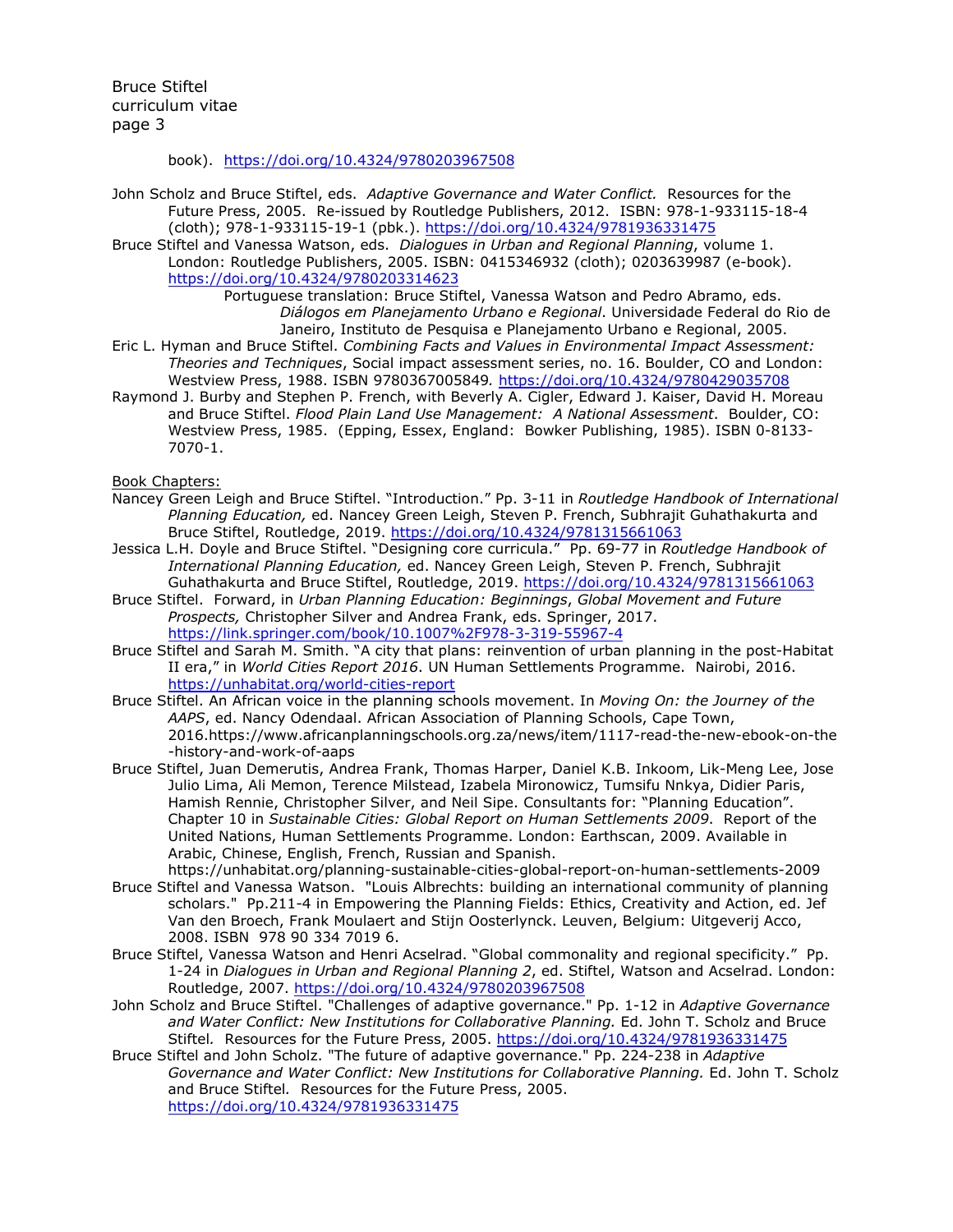book). https://doi.org/10.4324/9780203967508

John Scholz and Bruce Stiftel, eds. *Adaptive Governance and Water Conflict.* Resources for the Future Press, 2005. Re-issued by Routledge Publishers, 2012. ISBN: 978-1-933115-18-4 (cloth); 978-1-933115-19-1 (pbk.). https://doi.org/10.4324/9781936331475

Bruce Stiftel and Vanessa Watson, eds. *Dialogues in Urban and Regional Planning*, volume 1. London: Routledge Publishers, 2005. ISBN: 0415346932 (cloth); 0203639987 (e-book). https://doi.org/10.4324/9780203314623

Portuguese translation: Bruce Stiftel, Vanessa Watson and Pedro Abramo, eds. *Diálogos em Planejamento Urbano e Regional*. Universidade Federal do Rio de Janeiro, Instituto de Pesquisa e Planejamento Urbano e Regional, 2005.

Eric L. Hyman and Bruce Stiftel. *Combining Facts and Values in Environmental Impact Assessment: Theories and Techniques*, Social impact assessment series, no. 16. Boulder, CO and London: Westview Press, 1988. ISBN 9780367005849*.* https://doi.org/10.4324/9780429035708

Raymond J. Burby and Stephen P. French, with Beverly A. Cigler, Edward J. Kaiser, David H. Moreau and Bruce Stiftel. *Flood Plain Land Use Management: A National Assessment*. Boulder, CO: Westview Press, 1985. (Epping, Essex, England: Bowker Publishing, 1985). ISBN 0-8133-7070-1.

Book Chapters:

Nancey Green Leigh and Bruce Stiftel. "Introduction." Pp. 3-11 in *Routledge Handbook of International Planning Education,* ed. Nancey Green Leigh, Steven P. French, Subhrajit Guhathakurta and Bruce Stiftel, Routledge, 2019. https://doi.org/10.4324/9781315661063

Jessica L.H. Doyle and Bruce Stiftel. "Designing core curricula." Pp. 69-77 in *Routledge Handbook of International Planning Education,* ed. Nancey Green Leigh, Steven P. French, Subhrajit Guhathakurta and Bruce Stiftel, Routledge, 2019. https://doi.org/10.4324/9781315661063

Bruce Stiftel. Forward, in *Urban Planning Education: Beginnings*, *Global Movement and Future Prospects,* Christopher Silver and Andrea Frank, eds. Springer, 2017. https://link.springer.com/book/10.1007%2F978-3-319-55967-4

Bruce Stiftel and Sarah M. Smith. "A city that plans: reinvention of urban planning in the post-Habitat II era," in *World Cities Report 2016*. UN Human Settlements Programme. Nairobi, 2016. https://unhabitat.org/world-cities-report

Bruce Stiftel. An African voice in the planning schools movement. In *Moving On: the Journey of the AAPS*, ed. Nancy Odendaal. African Association of Planning Schools, Cape Town, 2016.https://www.africanplanningschools.org.za/news/item/1117-read-the-new-ebook-on-the-history-and-work-of-aaps

Bruce Stiftel, Juan Demerutis, Andrea Frank, Thomas Harper, Daniel K.B. Inkoom, Lik-Meng Lee, Jose Julio Lima, Ali Memon, Terence Milstead, Izabela Mironowicz, Tumsifu Nnkya, Didier Paris, Hamish Rennie, Christopher Silver, and Neil Sipe. Consultants for: "Planning Education". Chapter 10 in *Sustainable Cities: Global Report on Human Settlements 2009*. Report of the United Nations, Human Settlements Programme. London: Earthscan, 2009. Available in Arabic, Chinese, English, French, Russian and Spanish. https://unhabitat.org/planning-sustainable-cities-global-report-on-human-settlements-2009

Bruce Stiftel and Vanessa Watson. "Louis Albrechts: building an international community of planning scholars." Pp.211-4 in Empowering the Planning Fields: Ethics, Creativity and Action, ed. Jef Van den Broech, Frank Moulaert and Stijn Oosterlynck. Leuven, Belgium: Uitgeverij Acco, 2008. ISBN 978 90 334 7019 6.

Bruce Stiftel, Vanessa Watson and Henri Acselrad. "Global commonality and regional specificity." Pp. 1-24 in *Dialogues in Urban and Regional Planning 2*, ed. Stiftel, Watson and Acselrad. London: Routledge, 2007. https://doi.org/10.4324/9780203967508

John Scholz and Bruce Stiftel. "Challenges of adaptive governance." Pp. 1-12 in *Adaptive Governance and Water Conflict: New Institutions for Collaborative Planning.* Ed. John T. Scholz and Bruce Stiftel*.* Resources for the Future Press, 2005. https://doi.org/10.4324/9781936331475

Bruce Stiftel and John Scholz. "The future of adaptive governance." Pp. 224-238 in *Adaptive Governance and Water Conflict: New Institutions for Collaborative Planning.* Ed. John T. Scholz and Bruce Stiftel*.* Resources for the Future Press, 2005. https://doi.org/10.4324/9781936331475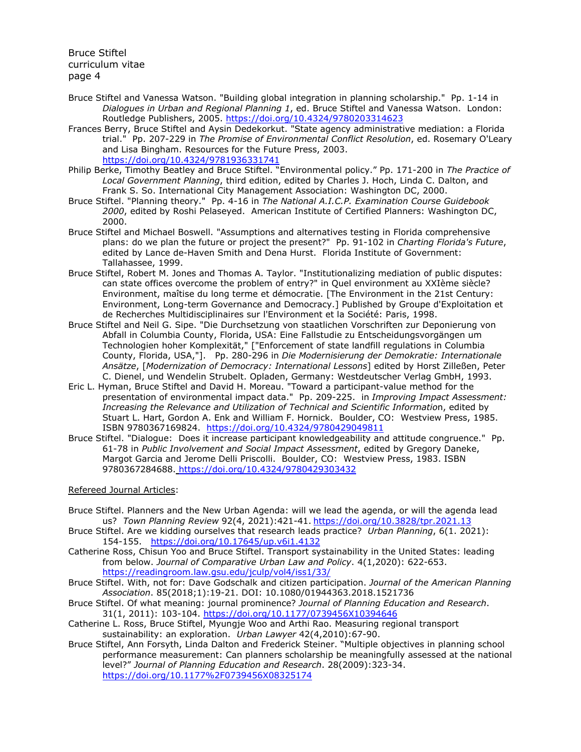Bruce Stiftel and Vanessa Watson. "Building global integration in planning scholarship." Pp. 1-14 in *Dialogues in Urban and Regional Planning 1*, ed. Bruce Stiftel and Vanessa Watson. London: Routledge Publishers, 2005. https://doi.org/10.4324/9780203314623

Frances Berry, Bruce Stiftel and Aysin Dedekorkut. "State agency administrative mediation: a Florida trial." Pp. 207-229 in *The Promise of Environmental Conflict Resolution*, ed. Rosemary O'Leary and Lisa Bingham. Resources for the Future Press, 2003. https://doi.org/10.4324/9781936331741

Philip Berke, Timothy Beatley and Bruce Stiftel. "Environmental policy." Pp. 171-200 in *The Practice of Local Government Planning*, third edition, edited by Charles J. Hoch, Linda C. Dalton, and Frank S. So. International City Management Association: Washington DC, 2000.

Bruce Stiftel. "Planning theory." Pp. 4-16 in *The National A.I.C.P. Examination Course Guidebook 2000*, edited by Roshi Pelaseyed. American Institute of Certified Planners: Washington DC, 2000.

Bruce Stiftel and Michael Boswell. "Assumptions and alternatives testing in Florida comprehensive plans: do we plan the future or project the present?" Pp. 91-102 in *Charting Florida's Future*, edited by Lance de-Haven Smith and Dena Hurst. Florida Institute of Government: Tallahassee, 1999.

Bruce Stiftel, Robert M. Jones and Thomas A. Taylor. "Institutionalizing mediation of public disputes: can state offices overcome the problem of entry?" in Quel environment au XXIème siècle? Environment, maîtise du long terme et démocratie. [The Environment in the 21st Century: Environment, Long-term Governance and Democracy.] Published by Groupe d'Exploitation et de Recherches Multidisciplinaires sur l'Environment et la Société: Paris, 1998.

Bruce Stiftel and Neil G. Sipe. "Die Durchsetzung von staatlichen Vorschriften zur Deponierung von Abfall in Columbia County, Florida, USA: Eine Fallstudie zu Entscheidungsvorgängen um Technologien hoher Komplexität," ["Enforcement of state landfill regulations in Columbia County, Florida, USA,"]. Pp. 280-296 in *Die Modernisierung der Demokratie: Internationale Ansätze*, [*Modernization of Democracy: International Lessons*] edited by Horst Zilleßen, Peter C. Dienel, und Wendelin Strubelt. Opladen, Germany: Westdeutscher Verlag GmbH, 1993.

Eric L. Hyman, Bruce Stiftel and David H. Moreau. "Toward a participant-value method for the presentation of environmental impact data." Pp. 209-225. in *Improving Impact Assessment: Increasing the Relevance and Utilization of Technical and Scientific Information*, edited by Stuart L. Hart, Gordon A. Enk and William F. Hornick. Boulder, CO: Westview Press, 1985. ISBN 9780367169824. https://doi.org/10.4324/9780429049811

Bruce Stiftel. "Dialogue: Does it increase participant knowledgeability and attitude congruence." Pp. 61-78 in *Public Involvement and Social Impact Assessment*, edited by Gregory Daneke, Margot Garcia and Jerome Delli Priscolli. Boulder, CO: Westview Press, 1983. ISBN 9780367284688. https://doi.org/10.4324/9780429303432

Refereed Journal Articles:

Bruce Stiftel. Planners and the New Urban Agenda: will we lead the agenda, or will the agenda lead us? *Town Planning Review* 92(4, 2021):421-41. https://doi.org/10.3828/tpr.2021.13

Bruce Stiftel. Are we kidding ourselves that research leads practice? *Urban Planning*, 6(1. 2021): 154-155. https://doi.org/10.17645/up.v6i1.4132

Catherine Ross, Chisun Yoo and Bruce Stiftel. Transport sustainability in the United States: leading from below. *Journal of Comparative Urban Law and Policy*. 4(1,2020): 622-653. https://readingroom.law.gsu.edu/jculp/vol4/iss1/33/

Bruce Stiftel. With, not for: Dave Godschalk and citizen participation. *Journal of the American Planning Association*. 85(2018;1):19-21. DOI: 10.1080/01944363.2018.1521736

Bruce Stiftel. Of what meaning: journal prominence? *Journal of Planning Education and Research*. 31(1, 2011): 103-104. https://doi.org/10.1177/0739456X10394646

Catherine L. Ross, Bruce Stiftel, Myungje Woo and Arthi Rao. Measuring regional transport sustainability: an exploration. *Urban Lawyer* 42(4,2010):67-90.

Bruce Stiftel, Ann Forsyth, Linda Dalton and Frederick Steiner. "Multiple objectives in planning school performance measurement: Can planners scholarship be meaningfully assessed at the national level?" *Journal of Planning Education and Research*. 28(2009):323-34. https://doi.org/10.1177%2F0739456X08325174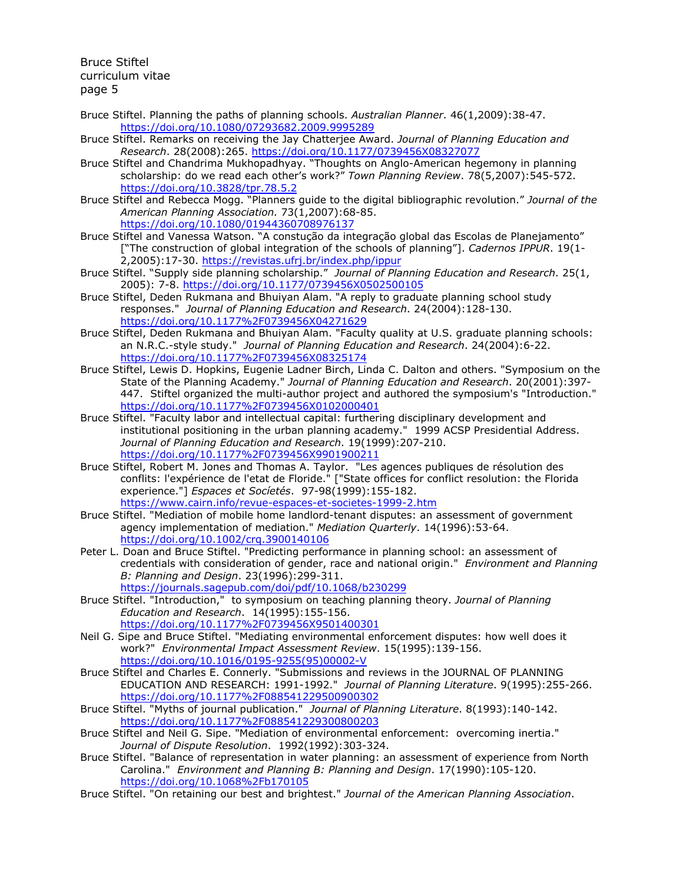Bruce Stiftel. Planning the paths of planning schools. *Australian Planner*. 46(1,2009):38-47. https://doi.org/10.1080/07293682.2009.9995289

Bruce Stiftel. Remarks on receiving the Jay Chatterjee Award. *Journal of Planning Education and Research*. 28(2008):265. https://doi.org/10.1177/0739456X08327077

Bruce Stiftel and Chandrima Mukhopadhyay. "Thoughts on Anglo-American hegemony in planning scholarship: do we read each other's work?" *Town Planning Review*. 78(5,2007):545-572. https://doi.org/10.3828/tpr.78.5.2

Bruce Stiftel and Rebecca Mogg. "Planners guide to the digital bibliographic revolution." *Journal of the American Planning Association.* 73(1,2007):68-85. https://doi.org/10.1080/01944360708976137

Bruce Stiftel and Vanessa Watson. "A constução da integração global das Escolas de Planejamento" ["The construction of global integration of the schools of planning"]. *Cadernos IPPUR*. 19(1-2,2005):17-30. https://revistas.ufrj.br/index.php/ippur

Bruce Stiftel. "Supply side planning scholarship." *Journal of Planning Education and Research*. 25(1, 2005): 7-8. https://doi.org/10.1177/0739456X0502500105

Bruce Stiftel, Deden Rukmana and Bhuiyan Alam. "A reply to graduate planning school study responses." *Journal of Planning Education and Research*. 24(2004):128-130. https://doi.org/10.1177%2F0739456X04271629

Bruce Stiftel, Deden Rukmana and Bhuiyan Alam. "Faculty quality at U.S. graduate planning schools: an N.R.C.-style study." *Journal of Planning Education and Research*. 24(2004):6-22. https://doi.org/10.1177%2F0739456X08325174

Bruce Stiftel, Lewis D. Hopkins, Eugenie Ladner Birch, Linda C. Dalton and others. "Symposium on the State of the Planning Academy." *Journal of Planning Education and Research*. 20(2001):397-447. Stiftel organized the multi-author project and authored the symposium's "Introduction." https://doi.org/10.1177%2F0739456X0102000401

Bruce Stiftel. "Faculty labor and intellectual capital: furthering disciplinary development and institutional positioning in the urban planning academy." 1999 ACSP Presidential Address. *Journal of Planning Education and Research*. 19(1999):207-210. https://doi.org/10.1177%2F0739456X9901900211

Bruce Stiftel, Robert M. Jones and Thomas A. Taylor. "Les agences publiques de résolution des conflits: l'expérience de l'etat de Floride." ["State offices for conflict resolution: the Florida experience."] *Espaces et Socíetés*. 97-98(1999):155-182. https://www.cairn.info/revue-espaces-et-societes-1999-2.htm

Bruce Stiftel. "Mediation of mobile home landlord-tenant disputes: an assessment of government agency implementation of mediation." *Mediation Quarterly*. 14(1996):53-64. https://doi.org/10.1002/crq.3900140106

Peter L. Doan and Bruce Stiftel. "Predicting performance in planning school: an assessment of credentials with consideration of gender, race and national origin." *Environment and Planning B: Planning and Design*. 23(1996):299-311. https://journals.sagepub.com/doi/pdf/10.1068/b230299

Bruce Stiftel. "Introduction," to symposium on teaching planning theory. *Journal of Planning Education and Research*. 14(1995):155-156. https://doi.org/10.1177%2F0739456X9501400301

Neil G. Sipe and Bruce Stiftel. "Mediating environmental enforcement disputes: how well does it work?" *Environmental Impact Assessment Review*. 15(1995):139-156. https://doi.org/10.1016/0195-9255(95)00002-V

Bruce Stiftel and Charles E. Connerly. "Submissions and reviews in the JOURNAL OF PLANNING EDUCATION AND RESEARCH: 1991-1992." *Journal of Planning Literature*. 9(1995):255-266. https://doi.org/10.1177%2F088541229500900302

Bruce Stiftel. "Myths of journal publication." *Journal of Planning Literature*. 8(1993):140-142. https://doi.org/10.1177%2F088541229300800203

Bruce Stiftel and Neil G. Sipe. "Mediation of environmental enforcement: overcoming inertia." *Journal of Dispute Resolution*. 1992(1992):303-324.

Bruce Stiftel. "Balance of representation in water planning: an assessment of experience from North Carolina." *Environment and Planning B: Planning and Design*. 17(1990):105-120. https://doi.org/10.1068%2Fb170105

Bruce Stiftel. "On retaining our best and brightest." *Journal of the American Planning Association*.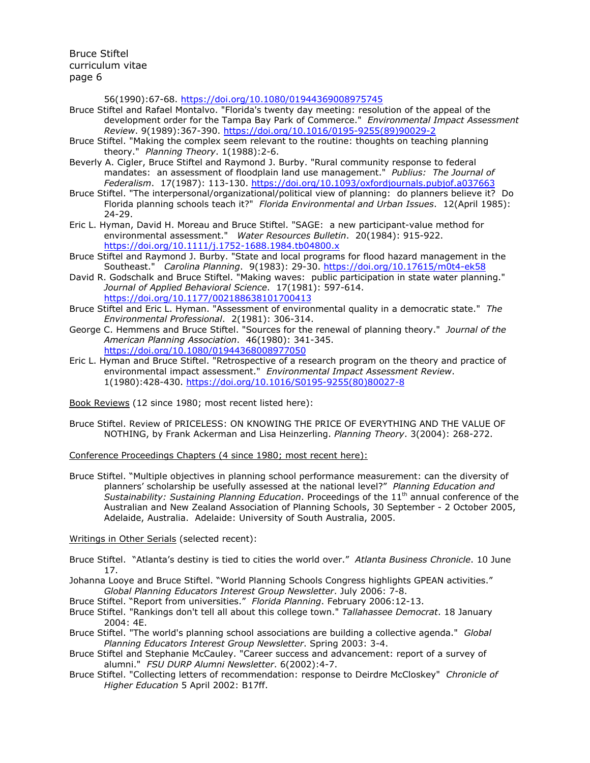56(1990):67-68. https://doi.org/10.1080/01944369008975745

Bruce Stiftel and Rafael Montalvo. "Florida's twenty day meeting: resolution of the appeal of the development order for the Tampa Bay Park of Commerce." *Environmental Impact Assessment Review*. 9(1989):367-390. https://doi.org/10.1016/0195-9255(89)90029-2

Bruce Stiftel. "Making the complex seem relevant to the routine: thoughts on teaching planning theory." *Planning Theory*. 1(1988):2-6.

Beverly A. Cigler, Bruce Stiftel and Raymond J. Burby. "Rural community response to federal mandates: an assessment of floodplain land use management." *Publius: The Journal of Federalism*. 17(1987): 113-130. https://doi.org/10.1093/oxfordjournals.pubjof.a037663

Bruce Stiftel. "The interpersonal/organizational/political view of planning: do planners believe it? Do Florida planning schools teach it?" *Florida Environmental and Urban Issues*. 12(April 1985): 24-29.

Eric L. Hyman, David H. Moreau and Bruce Stiftel. "SAGE: a new participant-value method for environmental assessment." *Water Resources Bulletin*. 20(1984): 915-922. https://doi.org/10.1111/j.1752-1688.1984.tb04800.x

Bruce Stiftel and Raymond J. Burby. "State and local programs for flood hazard management in the Southeast." *Carolina Planning*. 9(1983): 29-30. https://doi.org/10.17615/m0t4-ek58

David R. Godschalk and Bruce Stiftel. "Making waves: public participation in state water planning." *Journal of Applied Behavioral Science*. 17(1981): 597-614. https://doi.org/10.1177/002188638101700413

Bruce Stiftel and Eric L. Hyman. "Assessment of environmental quality in a democratic state." *The Environmental Professional*. 2(1981): 306-314.

George C. Hemmens and Bruce Stiftel. "Sources for the renewal of planning theory." *Journal of the American Planning Association*. 46(1980): 341-345. https://doi.org/10.1080/01944368008977050

Eric L. Hyman and Bruce Stiftel. "Retrospective of a research program on the theory and practice of environmental impact assessment." *Environmental Impact Assessment Review*. 1(1980):428-430. https://doi.org/10.1016/S0195-9255(80)80027-8

Book Reviews (12 since 1980; most recent listed here):

Bruce Stiftel. Review of PRICELESS: ON KNOWING THE PRICE OF EVERYTHING AND THE VALUE OF NOTHING, by Frank Ackerman and Lisa Heinzerling. *Planning Theory*. 3(2004): 268-272.

Conference Proceedings Chapters (4 since 1980; most recent here):

Bruce Stiftel. "Multiple objectives in planning school performance measurement: can the diversity of planners' scholarship be usefully assessed at the national level?" *Planning Education and Sustainability: Sustaining Planning Education*. Proceedings of the 11th annual conference of the Australian and New Zealand Association of Planning Schools, 30 September - 2 October 2005, Adelaide, Australia. Adelaide: University of South Australia, 2005.

Writings in Other Serials (selected recent):

Bruce Stiftel. "Atlanta's destiny is tied to cities the world over." *Atlanta Business Chronicle*. 10 June 17.

Johanna Looye and Bruce Stiftel. "World Planning Schools Congress highlights GPEAN activities." *Global Planning Educators Interest Group Newsletter*. July 2006: 7-8.

Bruce Stiftel. "Report from universities." *Florida Planning*. February 2006:12-13.

Bruce Stiftel. "Rankings don't tell all about this college town." *Tallahassee Democrat*. 18 January 2004: 4E.

Bruce Stiftel. "The world's planning school associations are building a collective agenda." *Global Planning Educators Interest Group Newsletter*. Spring 2003: 3-4.

Bruce Stiftel and Stephanie McCauley. "Career success and advancement: report of a survey of alumni." *FSU DURP Alumni Newsletter*. 6(2002):4-7.

Bruce Stiftel. "Collecting letters of recommendation: response to Deirdre McCloskey" *Chronicle of Higher Education* 5 April 2002: B17ff.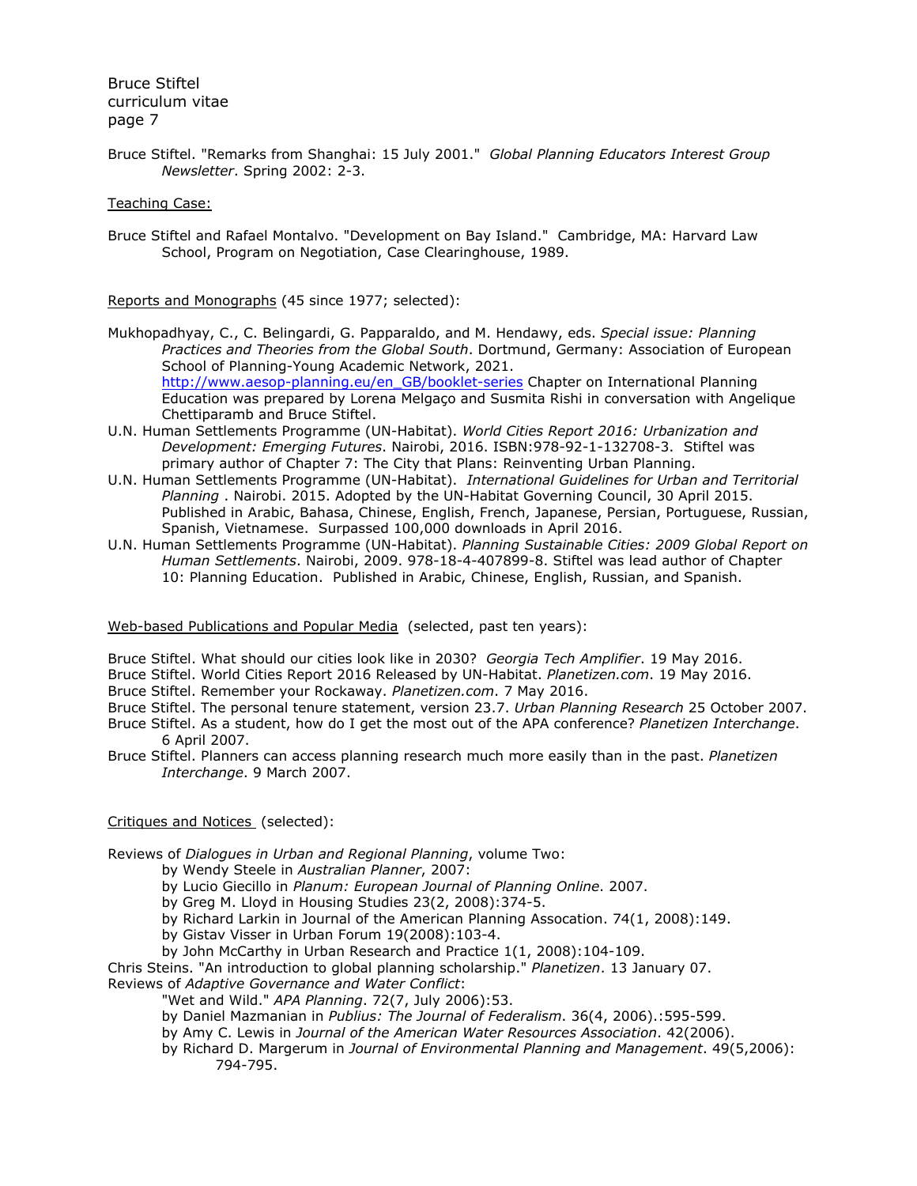Bruce Stiftel. "Remarks from Shanghai: 15 July 2001." *Global Planning Educators Interest Group Newsletter*. Spring 2002: 2-3.

Teaching Case:

Bruce Stiftel and Rafael Montalvo. "Development on Bay Island." Cambridge, MA: Harvard Law School, Program on Negotiation, Case Clearinghouse, 1989.

Reports and Monographs (45 since 1977; selected):

Mukhopadhyay, C., C. Belingardi, G. Papparaldo, and M. Hendawy, eds. *Special issue: Planning Practices and Theories from the Global South*. Dortmund, Germany: Association of European School of Planning-Young Academic Network, 2021. http://www.aesop-planning.eu/en_GB/booklet-series Chapter on International Planning Education was prepared by Lorena Melgaço and Susmita Rishi in conversation with Angelique Chettiparamb and Bruce Stiftel.

U.N. Human Settlements Programme (UN-Habitat). *World Cities Report 2016: Urbanization and Development: Emerging Futures*. Nairobi, 2016. ISBN:978-92-1-132708-3. Stiftel was primary author of Chapter 7: The City that Plans: Reinventing Urban Planning.

U.N. Human Settlements Programme (UN-Habitat). *International Guidelines for Urban and Territorial Planning* . Nairobi. 2015. Adopted by the UN-Habitat Governing Council, 30 April 2015. Published in Arabic, Bahasa, Chinese, English, French, Japanese, Persian, Portuguese, Russian, Spanish, Vietnamese. Surpassed 100,000 downloads in April 2016.

U.N. Human Settlements Programme (UN-Habitat). *Planning Sustainable Cities: 2009 Global Report on Human Settlements*. Nairobi, 2009. 978-18-4-407899-8. Stiftel was lead author of Chapter 10: Planning Education. Published in Arabic, Chinese, English, Russian, and Spanish.

Web-based Publications and Popular Media (selected, past ten years):

Bruce Stiftel. What should our cities look like in 2030? *Georgia Tech Amplifier*. 19 May 2016.

Bruce Stiftel. World Cities Report 2016 Released by UN-Habitat. *Planetizen.com*. 19 May 2016.

Bruce Stiftel. Remember your Rockaway. *Planetizen.com*. 7 May 2016.

Bruce Stiftel. The personal tenure statement, version 23.7. *Urban Planning Research* 25 October 2007.

Bruce Stiftel. As a student, how do I get the most out of the APA conference? *Planetizen Interchange*. 6 April 2007.

Bruce Stiftel. Planners can access planning research much more easily than in the past. *Planetizen Interchange*. 9 March 2007.

Critiques and Notices (selected):

Reviews of *Dialogues in Urban and Regional Planning*, volume Two:

- by Wendy Steele in *Australian Planner*, 2007:
- by Lucio Giecillo in *Planum: European Journal of Planning Online*. 2007.
- by Greg M. Lloyd in Housing Studies 23(2, 2008):374-5.
- by Richard Larkin in Journal of the American Planning Assocation. 74(1, 2008):149.
- by Gistav Visser in Urban Forum 19(2008):103-4.
- by John McCarthy in Urban Research and Practice 1(1, 2008):104-109.

Chris Steins. "An introduction to global planning scholarship." *Planetizen*. 13 January 07.

Reviews of *Adaptive Governance and Water Conflict*:

- "Wet and Wild." *APA Planning*. 72(7, July 2006):53.
- by Daniel Mazmanian in *Publius: The Journal of Federalism*. 36(4, 2006).:595-599.
- by Amy C. Lewis in *Journal of the American Water Resources Association*. 42(2006).
- by Richard D. Margerum in *Journal of Environmental Planning and Management*. 49(5,2006): 794-795.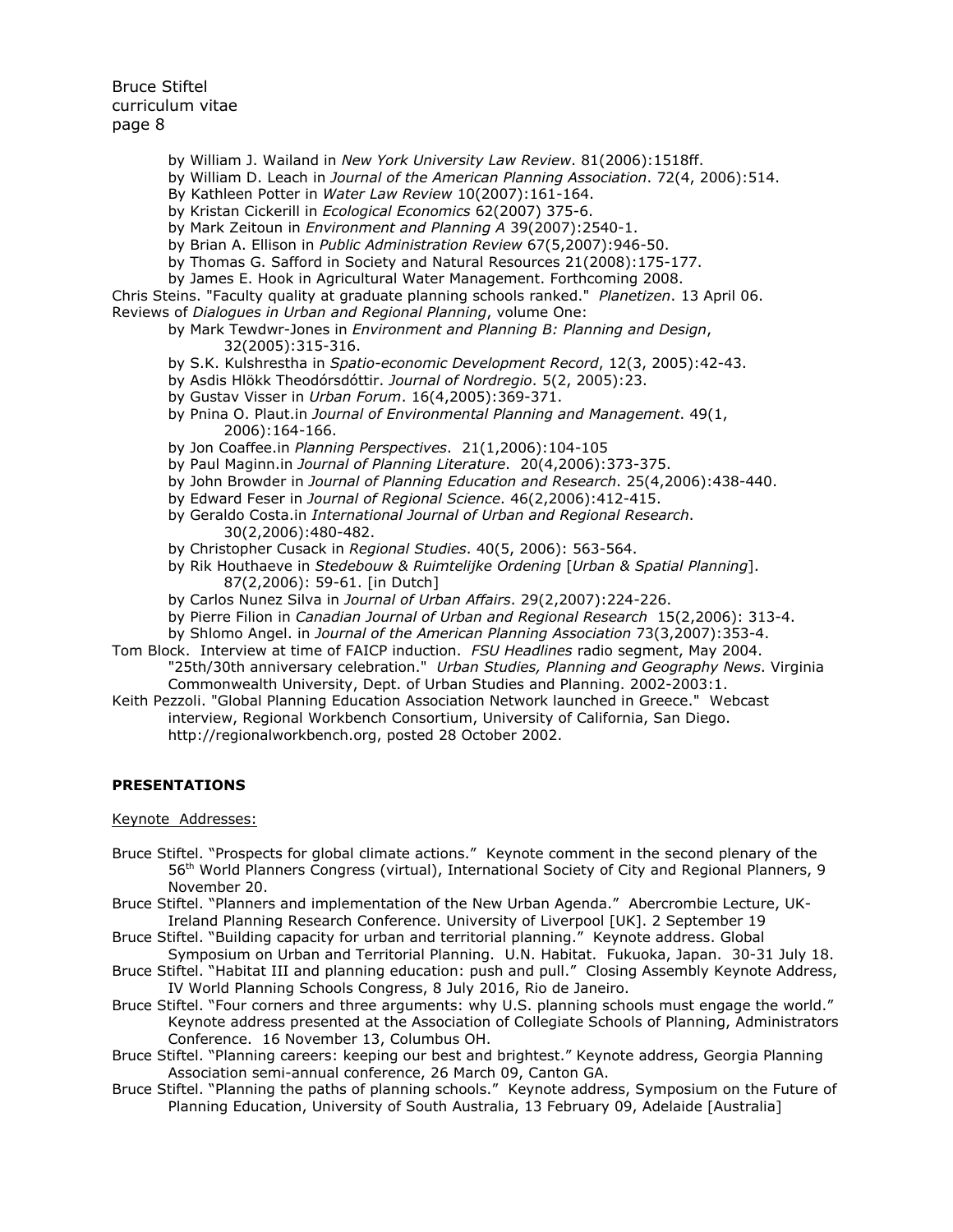by William J. Wailand in *New York University Law Review*. 81(2006):1518ff.
by William D. Leach in *Journal of the American Planning Association*. 72(4, 2006):514.
By Kathleen Potter in *Water Law Review* 10(2007):161-164.
by Kristan Cickerill in *Ecological Economics* 62(2007) 375-6.
by Mark Zeitoun in *Environment and Planning A* 39(2007):2540-1.
by Brian A. Ellison in *Public Administration Review* 67(5,2007):946-50.
by Thomas G. Safford in Society and Natural Resources 21(2008):175-177.
by James E. Hook in Agricultural Water Management. Forthcoming 2008.

Chris Steins. "Faculty quality at graduate planning schools ranked." *Planetizen*. 13 April 06.

Reviews of *Dialogues in Urban and Regional Planning*, volume One:
by Mark Tewdwr-Jones in *Environment and Planning B: Planning and Design*, 32(2005):315-316.
by S.K. Kulshrestha in *Spatio-economic Development Record*, 12(3, 2005):42-43.
by Asdis Hlökk Theodórsdóttir. *Journal of Nordregio*. 5(2, 2005):23.
by Gustav Visser in *Urban Forum*. 16(4,2005):369-371.
by Pnina O. Plaut.in *Journal of Environmental Planning and Management*. 49(1, 2006):164-166.
by Jon Coaffee.in *Planning Perspectives*. 21(1,2006):104-105
by Paul Maginn.in *Journal of Planning Literature*. 20(4,2006):373-375.
by John Browder in *Journal of Planning Education and Research*. 25(4,2006):438-440.
by Edward Feser in *Journal of Regional Science*. 46(2,2006):412-415.
by Geraldo Costa.in *International Journal of Urban and Regional Research*. 30(2,2006):480-482.
by Christopher Cusack in *Regional Studies*. 40(5, 2006): 563-564.
by Rik Houthaeve in *Stedebouw & Ruimtelijke Ordening* [*Urban & Spatial Planning*]. 87(2,2006): 59-61. [in Dutch]
by Carlos Nunez Silva in *Journal of Urban Affairs*. 29(2,2007):224-226.
by Pierre Filion in *Canadian Journal of Urban and Regional Research* 15(2,2006): 313-4.
by Shlomo Angel. in *Journal of the American Planning Association* 73(3,2007):353-4.

Tom Block. Interview at time of FAICP induction. *FSU Headlines* radio segment, May 2004.
"25th/30th anniversary celebration." *Urban Studies, Planning and Geography News*. Virginia Commonwealth University, Dept. of Urban Studies and Planning. 2002-2003:1.

Keith Pezzoli. "Global Planning Education Association Network launched in Greece." Webcast interview, Regional Workbench Consortium, University of California, San Diego. http://regionalworkbench.org, posted 28 October 2002.

## PRESENTATIONS

Keynote Addresses:

Bruce Stiftel. "Prospects for global climate actions." Keynote comment in the second plenary of the 56th World Planners Congress (virtual), International Society of City and Regional Planners, 9 November 20.

Bruce Stiftel. "Planners and implementation of the New Urban Agenda." Abercrombie Lecture, UK-Ireland Planning Research Conference. University of Liverpool [UK]. 2 September 19

Bruce Stiftel. "Building capacity for urban and territorial planning." Keynote address. Global Symposium on Urban and Territorial Planning. U.N. Habitat. Fukuoka, Japan. 30-31 July 18.

Bruce Stiftel. "Habitat III and planning education: push and pull." Closing Assembly Keynote Address, IV World Planning Schools Congress, 8 July 2016, Rio de Janeiro.

Bruce Stiftel. "Four corners and three arguments: why U.S. planning schools must engage the world." Keynote address presented at the Association of Collegiate Schools of Planning, Administrators Conference. 16 November 13, Columbus OH.

Bruce Stiftel. "Planning careers: keeping our best and brightest." Keynote address, Georgia Planning Association semi-annual conference, 26 March 09, Canton GA.

Bruce Stiftel. "Planning the paths of planning schools." Keynote address, Symposium on the Future of Planning Education, University of South Australia, 13 February 09, Adelaide [Australia]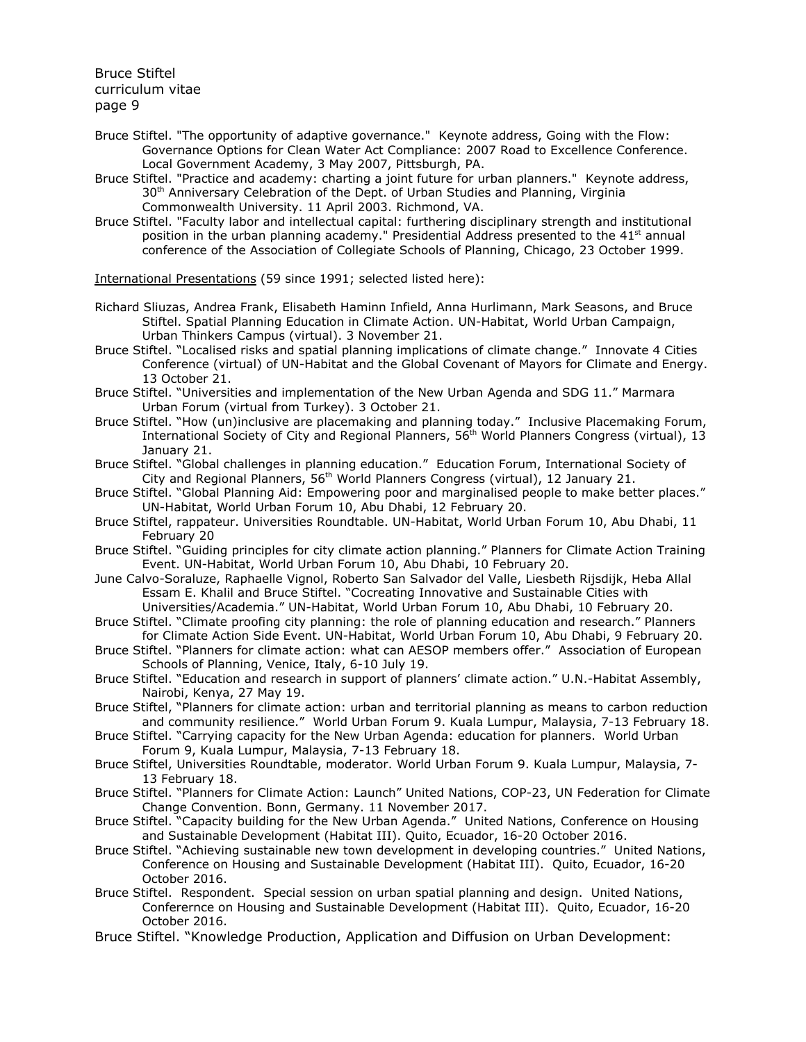Bruce Stiftel. "The opportunity of adaptive governance." Keynote address, Going with the Flow: Governance Options for Clean Water Act Compliance: 2007 Road to Excellence Conference. Local Government Academy, 3 May 2007, Pittsburgh, PA.

Bruce Stiftel. "Practice and academy: charting a joint future for urban planners." Keynote address, 30th Anniversary Celebration of the Dept. of Urban Studies and Planning, Virginia Commonwealth University. 11 April 2003. Richmond, VA.

Bruce Stiftel. "Faculty labor and intellectual capital: furthering disciplinary strength and institutional position in the urban planning academy." Presidential Address presented to the 41st annual conference of the Association of Collegiate Schools of Planning, Chicago, 23 October 1999.

<u>International Presentations</u> (59 since 1991; selected listed here):

Richard Sliuzas, Andrea Frank, Elisabeth Haminn Infield, Anna Hurlimann, Mark Seasons, and Bruce Stiftel. Spatial Planning Education in Climate Action. UN-Habitat, World Urban Campaign, Urban Thinkers Campus (virtual). 3 November 21.

Bruce Stiftel. "Localised risks and spatial planning implications of climate change." Innovate 4 Cities Conference (virtual) of UN-Habitat and the Global Covenant of Mayors for Climate and Energy. 13 October 21.

Bruce Stiftel. "Universities and implementation of the New Urban Agenda and SDG 11." Marmara Urban Forum (virtual from Turkey). 3 October 21.

Bruce Stiftel. "How (un)inclusive are placemaking and planning today." Inclusive Placemaking Forum, International Society of City and Regional Planners, 56th World Planners Congress (virtual), 13 January 21.

Bruce Stiftel. "Global challenges in planning education." Education Forum, International Society of City and Regional Planners, 56th World Planners Congress (virtual), 12 January 21.

Bruce Stiftel. "Global Planning Aid: Empowering poor and marginalised people to make better places." UN-Habitat, World Urban Forum 10, Abu Dhabi, 12 February 20.

Bruce Stiftel, rappateur. Universities Roundtable. UN-Habitat, World Urban Forum 10, Abu Dhabi, 11 February 20

Bruce Stiftel. "Guiding principles for city climate action planning." Planners for Climate Action Training Event. UN-Habitat, World Urban Forum 10, Abu Dhabi, 10 February 20.

June Calvo-Soraluze, Raphaelle Vignol, Roberto San Salvador del Valle, Liesbeth Rijsdijk, Heba Allal Essam E. Khalil and Bruce Stiftel. "Cocreating Innovative and Sustainable Cities with Universities/Academia." UN-Habitat, World Urban Forum 10, Abu Dhabi, 10 February 20.

Bruce Stiftel. "Climate proofing city planning: the role of planning education and research." Planners for Climate Action Side Event. UN-Habitat, World Urban Forum 10, Abu Dhabi, 9 February 20.

Bruce Stiftel. "Planners for climate action: what can AESOP members offer." Association of European Schools of Planning, Venice, Italy, 6-10 July 19.

Bruce Stiftel. "Education and research in support of planners' climate action." U.N.-Habitat Assembly, Nairobi, Kenya, 27 May 19.

Bruce Stiftel, "Planners for climate action: urban and territorial planning as means to carbon reduction and community resilience." World Urban Forum 9. Kuala Lumpur, Malaysia, 7-13 February 18.

Bruce Stiftel. "Carrying capacity for the New Urban Agenda: education for planners. World Urban Forum 9, Kuala Lumpur, Malaysia, 7-13 February 18.

Bruce Stiftel, Universities Roundtable, moderator. World Urban Forum 9. Kuala Lumpur, Malaysia, 7-13 February 18.

Bruce Stiftel. "Planners for Climate Action: Launch" United Nations, COP-23, UN Federation for Climate Change Convention. Bonn, Germany. 11 November 2017.

Bruce Stiftel. "Capacity building for the New Urban Agenda." United Nations, Conference on Housing and Sustainable Development (Habitat III). Quito, Ecuador, 16-20 October 2016.

Bruce Stiftel. "Achieving sustainable new town development in developing countries." United Nations, Conference on Housing and Sustainable Development (Habitat III). Quito, Ecuador, 16-20 October 2016.

Bruce Stiftel. Respondent. Special session on urban spatial planning and design. United Nations, Confererne on Housing and Sustainable Development (Habitat III). Quito, Ecuador, 16-20 October 2016.

Bruce Stiftel. "Knowledge Production, Application and Diffusion on Urban Development: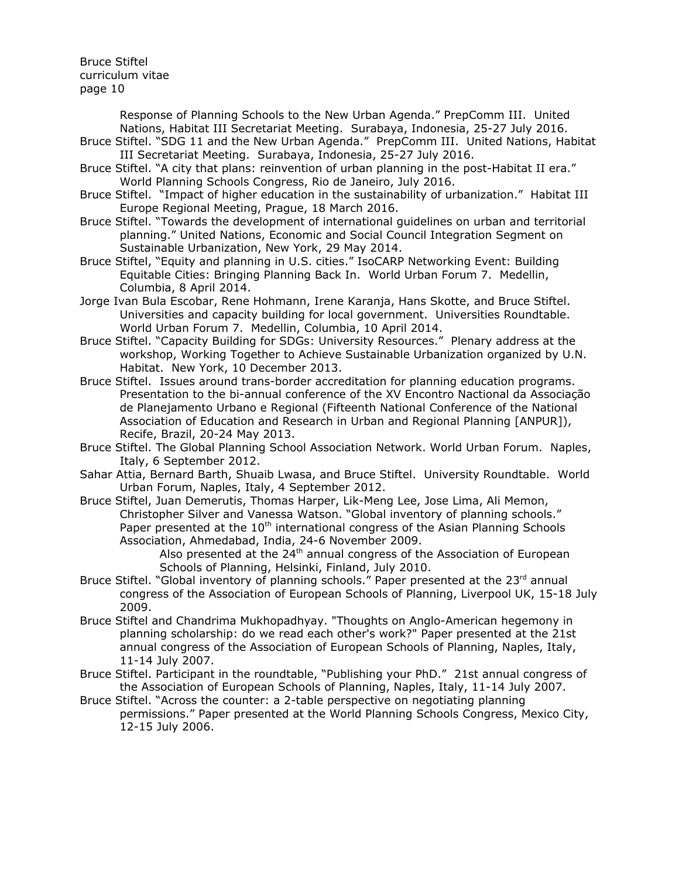Response of Planning Schools to the New Urban Agenda." PrepComm III. United Nations, Habitat III Secretariat Meeting. Surabaya, Indonesia, 25-27 July 2016.

Bruce Stiftel. "SDG 11 and the New Urban Agenda." PrepComm III. United Nations, Habitat III Secretariat Meeting. Surabaya, Indonesia, 25-27 July 2016.

Bruce Stiftel. "A city that plans: reinvention of urban planning in the post-Habitat II era." World Planning Schools Congress, Rio de Janeiro, July 2016.

Bruce Stiftel. "Impact of higher education in the sustainability of urbanization." Habitat III Europe Regional Meeting, Prague, 18 March 2016.

Bruce Stiftel. "Towards the development of international guidelines on urban and territorial planning." United Nations, Economic and Social Council Integration Segment on Sustainable Urbanization, New York, 29 May 2014.

Bruce Stiftel, "Equity and planning in U.S. cities." IsoCARP Networking Event: Building Equitable Cities: Bringing Planning Back In. World Urban Forum 7. Medellin, Columbia, 8 April 2014.

Jorge Ivan Bula Escobar, Rene Hohmann, Irene Karanja, Hans Skotte, and Bruce Stiftel. Universities and capacity building for local government. Universities Roundtable. World Urban Forum 7. Medellin, Columbia, 10 April 2014.

Bruce Stiftel. "Capacity Building for SDGs: University Resources." Plenary address at the workshop, Working Together to Achieve Sustainable Urbanization organized by U.N. Habitat. New York, 10 December 2013.

Bruce Stiftel. Issues around trans-border accreditation for planning education programs. Presentation to the bi-annual conference of the XV Encontro Nacional da Associação de Planejamento Urbano e Regional (Fifteenth National Conference of the National Association of Education and Research in Urban and Regional Planning [ANPUR]), Recife, Brazil, 20-24 May 2013.

Bruce Stiftel. The Global Planning School Association Network. World Urban Forum. Naples, Italy, 6 September 2012.

Sahar Attia, Bernard Barth, Shuaib Lwasa, and Bruce Stiftel. University Roundtable. World Urban Forum, Naples, Italy, 4 September 2012.

Bruce Stiftel, Juan Demerutis, Thomas Harper, Lik-Meng Lee, Jose Lima, Ali Memon, Christopher Silver and Vanessa Watson. "Global inventory of planning schools." Paper presented at the 10th international congress of the Asian Planning Schools Association, Ahmedabad, India, 24-6 November 2009.
    Also presented at the 24th annual congress of the Association of European Schools of Planning, Helsinki, Finland, July 2010.

Bruce Stiftel. "Global inventory of planning schools." Paper presented at the 23rd annual congress of the Association of European Schools of Planning, Liverpool UK, 15-18 July 2009.

Bruce Stiftel and Chandrima Mukhopadhyay. "Thoughts on Anglo-American hegemony in planning scholarship: do we read each other's work?" Paper presented at the 21st annual congress of the Association of European Schools of Planning, Naples, Italy, 11-14 July 2007.

Bruce Stiftel. Participant in the roundtable, "Publishing your PhD." 21st annual congress of the Association of European Schools of Planning, Naples, Italy, 11-14 July 2007.

Bruce Stiftel. "Across the counter: a 2-table perspective on negotiating planning permissions." Paper presented at the World Planning Schools Congress, Mexico City, 12-15 July 2006.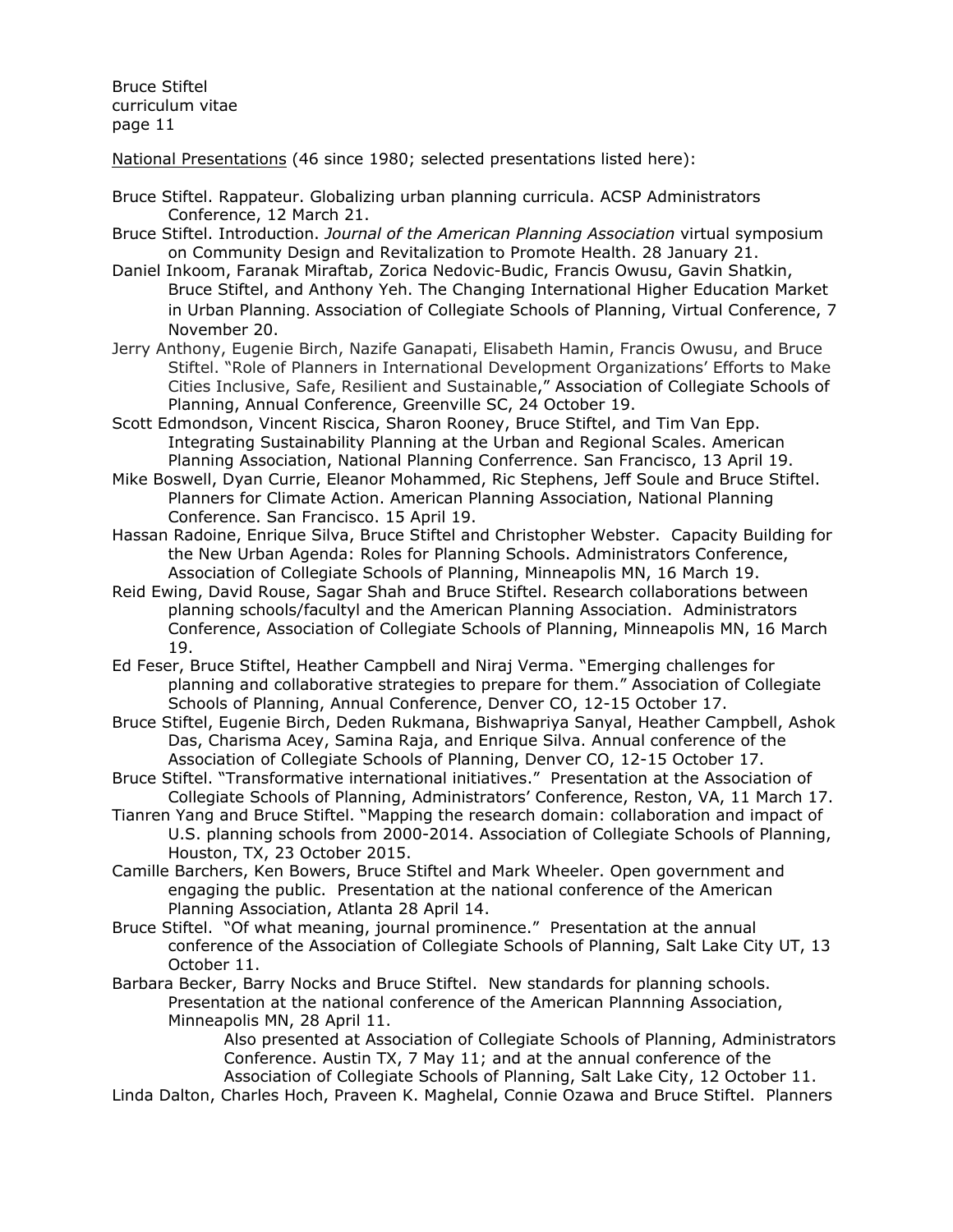National Presentations (46 since 1980; selected presentations listed here):

Bruce Stiftel. Rappateur. Globalizing urban planning curricula. ACSP Administrators Conference, 12 March 21.

Bruce Stiftel. Introduction. *Journal of the American Planning Association* virtual symposium on Community Design and Revitalization to Promote Health. 28 January 21.

Daniel Inkoom, Faranak Miraftab, Zorica Nedovic-Budic, Francis Owusu, Gavin Shatkin, Bruce Stiftel, and Anthony Yeh. The Changing International Higher Education Market in Urban Planning. Association of Collegiate Schools of Planning, Virtual Conference, 7 November 20.

Jerry Anthony, Eugenie Birch, Nazife Ganapati, Elisabeth Hamin, Francis Owusu, and Bruce Stiftel. "Role of Planners in International Development Organizations' Efforts to Make Cities Inclusive, Safe, Resilient and Sustainable," Association of Collegiate Schools of Planning, Annual Conference, Greenville SC, 24 October 19.

Scott Edmondson, Vincent Riscica, Sharon Rooney, Bruce Stiftel, and Tim Van Epp. Integrating Sustainability Planning at the Urban and Regional Scales. American Planning Association, National Planning Conferrence. San Francisco, 13 April 19.

Mike Boswell, Dyan Currie, Eleanor Mohammed, Ric Stephens, Jeff Soule and Bruce Stiftel. Planners for Climate Action. American Planning Association, National Planning Conference. San Francisco. 15 April 19.

Hassan Radoine, Enrique Silva, Bruce Stiftel and Christopher Webster. Capacity Building for the New Urban Agenda: Roles for Planning Schools. Administrators Conference, Association of Collegiate Schools of Planning, Minneapolis MN, 16 March 19.

Reid Ewing, David Rouse, Sagar Shah and Bruce Stiftel. Research collaborations between planning schools/facultyl and the American Planning Association. Administrators Conference, Association of Collegiate Schools of Planning, Minneapolis MN, 16 March 19.

Ed Feser, Bruce Stiftel, Heather Campbell and Niraj Verma. "Emerging challenges for planning and collaborative strategies to prepare for them." Association of Collegiate Schools of Planning, Annual Conference, Denver CO, 12-15 October 17.

Bruce Stiftel, Eugenie Birch, Deden Rukmana, Bishwapriya Sanyal, Heather Campbell, Ashok Das, Charisma Acey, Samina Raja, and Enrique Silva. Annual conference of the Association of Collegiate Schools of Planning, Denver CO, 12-15 October 17.

Bruce Stiftel. "Transformative international initiatives." Presentation at the Association of Collegiate Schools of Planning, Administrators' Conference, Reston, VA, 11 March 17.

Tianren Yang and Bruce Stiftel. "Mapping the research domain: collaboration and impact of U.S. planning schools from 2000-2014. Association of Collegiate Schools of Planning, Houston, TX, 23 October 2015.

Camille Barchers, Ken Bowers, Bruce Stiftel and Mark Wheeler. Open government and engaging the public. Presentation at the national conference of the American Planning Association, Atlanta 28 April 14.

Bruce Stiftel. "Of what meaning, journal prominence." Presentation at the annual conference of the Association of Collegiate Schools of Planning, Salt Lake City UT, 13 October 11.

Barbara Becker, Barry Nocks and Bruce Stiftel. New standards for planning schools. Presentation at the national conference of the American Plannning Association, Minneapolis MN, 28 April 11.

Also presented at Association of Collegiate Schools of Planning, Administrators Conference. Austin TX, 7 May 11; and at the annual conference of the Association of Collegiate Schools of Planning, Salt Lake City, 12 October 11.

Linda Dalton, Charles Hoch, Praveen K. Maghelal, Connie Ozawa and Bruce Stiftel. Planners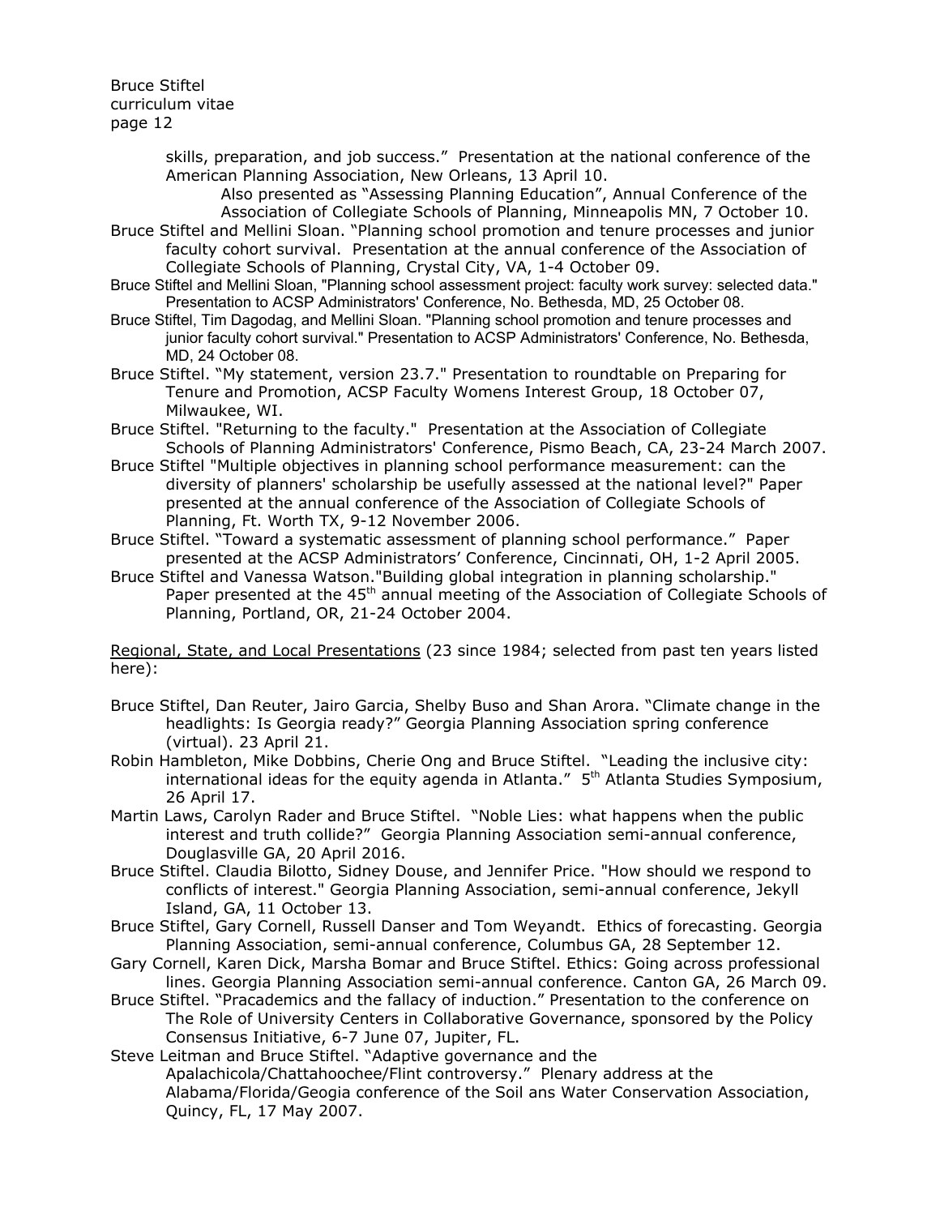skills, preparation, and job success." Presentation at the national conference of the American Planning Association, New Orleans, 13 April 10.

Also presented as "Assessing Planning Education", Annual Conference of the Association of Collegiate Schools of Planning, Minneapolis MN, 7 October 10.

Bruce Stiftel and Mellini Sloan. "Planning school promotion and tenure processes and junior faculty cohort survival. Presentation at the annual conference of the Association of Collegiate Schools of Planning, Crystal City, VA, 1-4 October 09.

Bruce Stiftel and Mellini Sloan, "Planning school assessment project: faculty work survey: selected data." Presentation to ACSP Administrators' Conference, No. Bethesda, MD, 25 October 08.

Bruce Stiftel, Tim Dagodag, and Mellini Sloan. "Planning school promotion and tenure processes and junior faculty cohort survival." Presentation to ACSP Administrators' Conference, No. Bethesda, MD, 24 October 08.

Bruce Stiftel. "My statement, version 23.7." Presentation to roundtable on Preparing for Tenure and Promotion, ACSP Faculty Womens Interest Group, 18 October 07, Milwaukee, WI.

Bruce Stiftel. "Returning to the faculty." Presentation at the Association of Collegiate Schools of Planning Administrators' Conference, Pismo Beach, CA, 23-24 March 2007.

Bruce Stiftel "Multiple objectives in planning school performance measurement: can the diversity of planners' scholarship be usefully assessed at the national level?" Paper presented at the annual conference of the Association of Collegiate Schools of Planning, Ft. Worth TX, 9-12 November 2006.

Bruce Stiftel. "Toward a systematic assessment of planning school performance." Paper presented at the ACSP Administrators' Conference, Cincinnati, OH, 1-2 April 2005.

Bruce Stiftel and Vanessa Watson."Building global integration in planning scholarship." Paper presented at the 45th annual meeting of the Association of Collegiate Schools of Planning, Portland, OR, 21-24 October 2004.

Regional, State, and Local Presentations (23 since 1984; selected from past ten years listed here):

Bruce Stiftel, Dan Reuter, Jairo Garcia, Shelby Buso and Shan Arora. "Climate change in the headlights: Is Georgia ready?" Georgia Planning Association spring conference (virtual). 23 April 21.

Robin Hambleton, Mike Dobbins, Cherie Ong and Bruce Stiftel. "Leading the inclusive city: international ideas for the equity agenda in Atlanta." 5th Atlanta Studies Symposium, 26 April 17.

Martin Laws, Carolyn Rader and Bruce Stiftel. "Noble Lies: what happens when the public interest and truth collide?" Georgia Planning Association semi-annual conference, Douglasville GA, 20 April 2016.

Bruce Stiftel. Claudia Bilotto, Sidney Douse, and Jennifer Price. "How should we respond to conflicts of interest." Georgia Planning Association, semi-annual conference, Jekyll Island, GA, 11 October 13.

Bruce Stiftel, Gary Cornell, Russell Danser and Tom Weyandt. Ethics of forecasting. Georgia Planning Association, semi-annual conference, Columbus GA, 28 September 12.

Gary Cornell, Karen Dick, Marsha Bomar and Bruce Stiftel. Ethics: Going across professional lines. Georgia Planning Association semi-annual conference. Canton GA, 26 March 09.

Bruce Stiftel. "Pracademics and the fallacy of induction." Presentation to the conference on The Role of University Centers in Collaborative Governance, sponsored by the Policy Consensus Initiative, 6-7 June 07, Jupiter, FL.

Steve Leitman and Bruce Stiftel. "Adaptive governance and the Apalachicola/Chattahoochee/Flint controversy." Plenary address at the Alabama/Florida/Geogia conference of the Soil ans Water Conservation Association, Quincy, FL, 17 May 2007.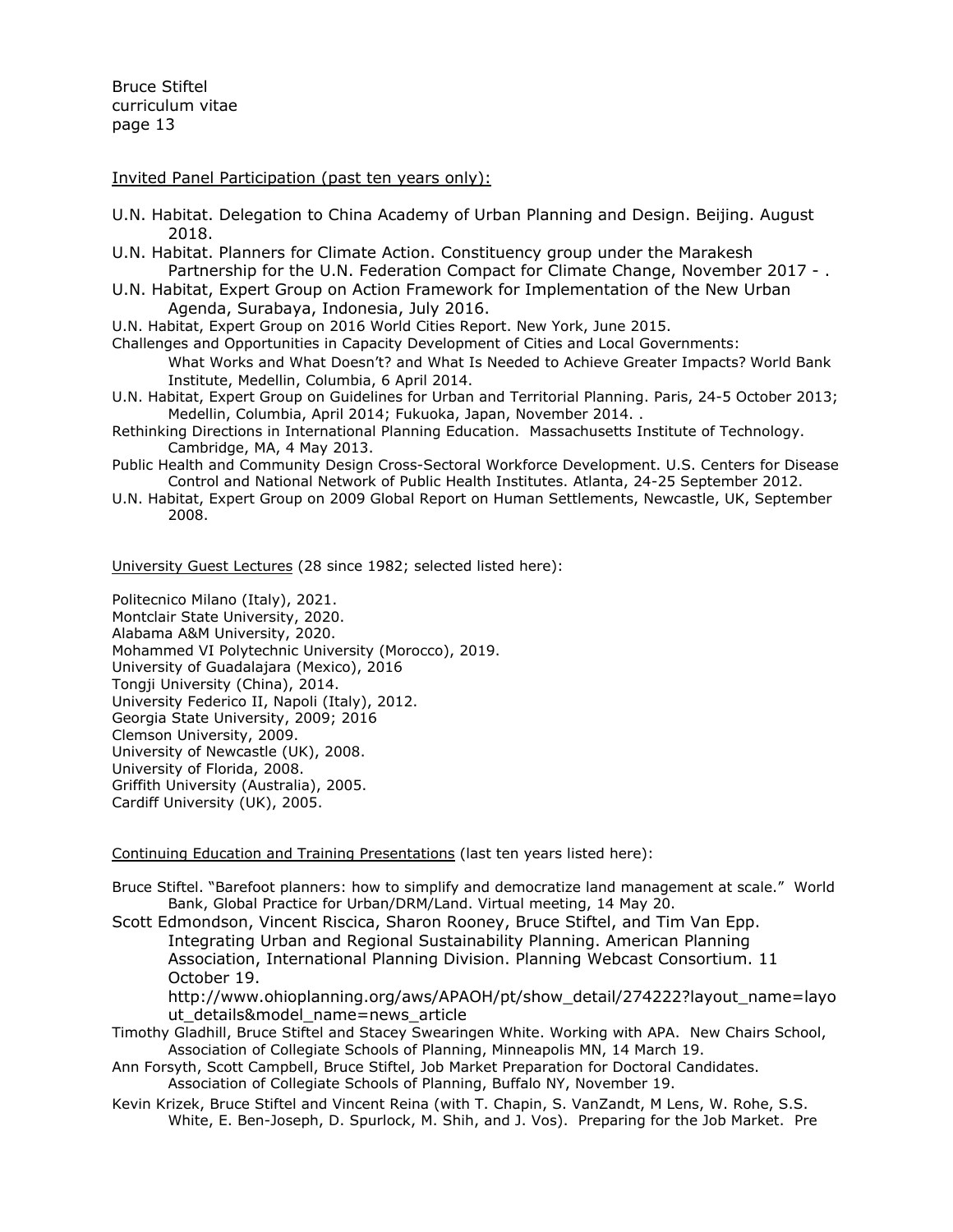Invited Panel Participation (past ten years only):

U.N. Habitat. Delegation to China Academy of Urban Planning and Design. Beijing. August 2018.

U.N. Habitat. Planners for Climate Action. Constituency group under the Marakesh Partnership for the U.N. Federation Compact for Climate Change, November 2017 - .

U.N. Habitat, Expert Group on Action Framework for Implementation of the New Urban Agenda, Surabaya, Indonesia, July 2016.

U.N. Habitat, Expert Group on 2016 World Cities Report. New York, June 2015.

Challenges and Opportunities in Capacity Development of Cities and Local Governments: What Works and What Doesn't? and What Is Needed to Achieve Greater Impacts? World Bank Institute, Medellin, Columbia, 6 April 2014.

U.N. Habitat, Expert Group on Guidelines for Urban and Territorial Planning. Paris, 24-5 October 2013; Medellin, Columbia, April 2014; Fukuoka, Japan, November 2014. .

Rethinking Directions in International Planning Education. Massachusetts Institute of Technology. Cambridge, MA, 4 May 2013.

Public Health and Community Design Cross-Sectoral Workforce Development. U.S. Centers for Disease Control and National Network of Public Health Institutes. Atlanta, 24-25 September 2012.

U.N. Habitat, Expert Group on 2009 Global Report on Human Settlements, Newcastle, UK, September 2008.

University Guest Lectures (28 since 1982; selected listed here):

Politecnico Milano (Italy), 2021.
Montclair State University, 2020.
Alabama A&M University, 2020.
Mohammed VI Polytechnic University (Morocco), 2019.
University of Guadalajara (Mexico), 2016
Tongji University (China), 2014.
University Federico II, Napoli (Italy), 2012.
Georgia State University, 2009; 2016
Clemson University, 2009.
University of Newcastle (UK), 2008.
University of Florida, 2008.
Griffith University (Australia), 2005.
Cardiff University (UK), 2005.

Continuing Education and Training Presentations (last ten years listed here):

Bruce Stiftel. "Barefoot planners: how to simplify and democratize land management at scale." World Bank, Global Practice for Urban/DRM/Land. Virtual meeting, 14 May 20.

Scott Edmondson, Vincent Riscica, Sharon Rooney, Bruce Stiftel, and Tim Van Epp. Integrating Urban and Regional Sustainability Planning. American Planning Association, International Planning Division. Planning Webcast Consortium. 11 October 19. http://www.ohioplanning.org/aws/APAOH/pt/show_detail/274222?layout_name=layout_details&model_name=news_article

Timothy Gladhill, Bruce Stiftel and Stacey Swearingen White. Working with APA. New Chairs School, Association of Collegiate Schools of Planning, Minneapolis MN, 14 March 19.

Ann Forsyth, Scott Campbell, Bruce Stiftel, Job Market Preparation for Doctoral Candidates. Association of Collegiate Schools of Planning, Buffalo NY, November 19.

Kevin Krizek, Bruce Stiftel and Vincent Reina (with T. Chapin, S. VanZandt, M Lens, W. Rohe, S.S. White, E. Ben-Joseph, D. Spurlock, M. Shih, and J. Vos). Preparing for the Job Market. Pre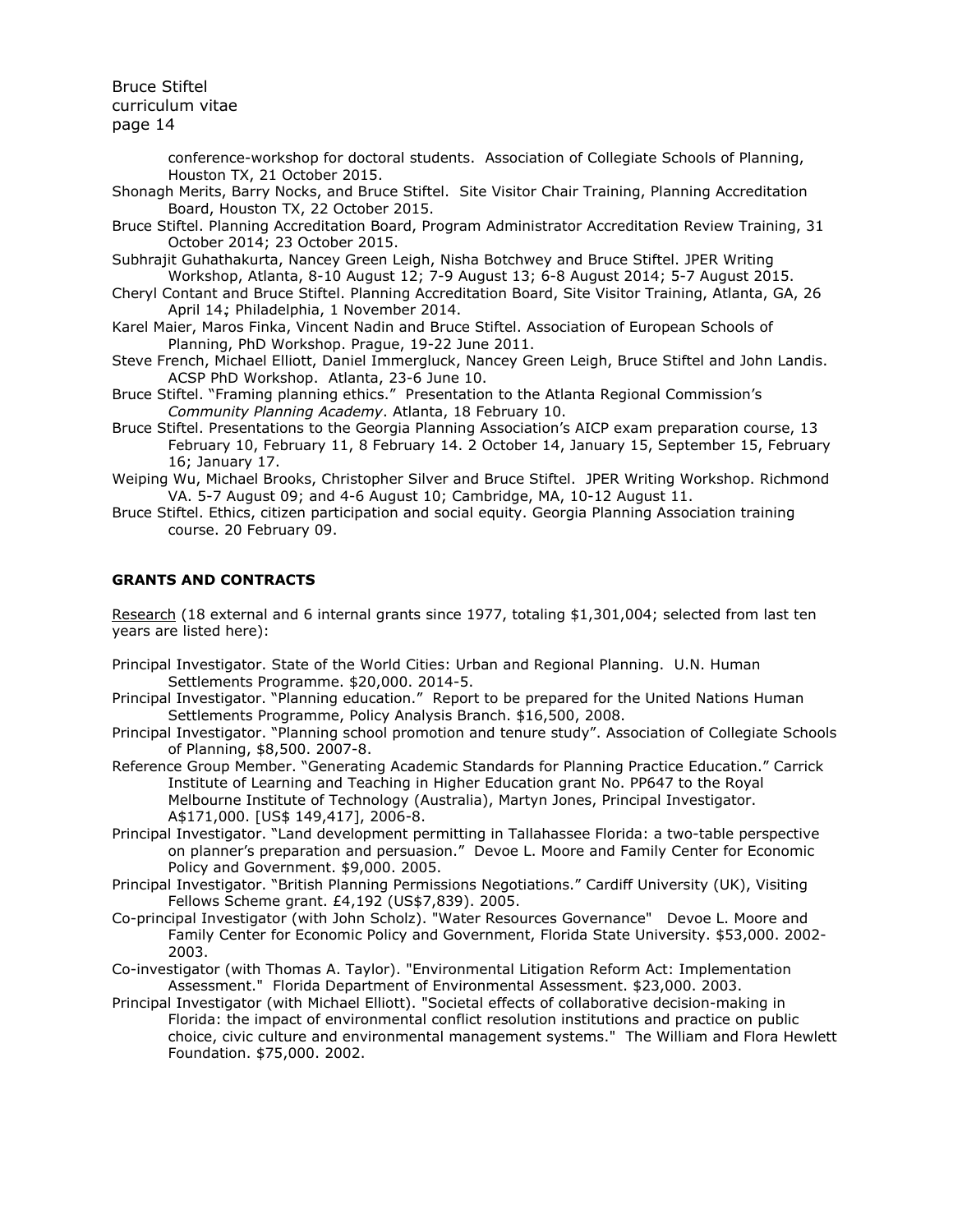conference-workshop for doctoral students. Association of Collegiate Schools of Planning, Houston TX, 21 October 2015.

Shonagh Merits, Barry Nocks, and Bruce Stiftel. Site Visitor Chair Training, Planning Accreditation Board, Houston TX, 22 October 2015.

Bruce Stiftel. Planning Accreditation Board, Program Administrator Accreditation Review Training, 31 October 2014; 23 October 2015.

Subhrajit Guhathakurta, Nancey Green Leigh, Nisha Botchwey and Bruce Stiftel. JPER Writing Workshop, Atlanta, 8-10 August 12; 7-9 August 13; 6-8 August 2014; 5-7 August 2015.

Cheryl Contant and Bruce Stiftel. Planning Accreditation Board, Site Visitor Training, Atlanta, GA, 26 April 14; Philadelphia, 1 November 2014.

Karel Maier, Maros Finka, Vincent Nadin and Bruce Stiftel. Association of European Schools of Planning, PhD Workshop. Prague, 19-22 June 2011.

Steve French, Michael Elliott, Daniel Immergluck, Nancey Green Leigh, Bruce Stiftel and John Landis. ACSP PhD Workshop. Atlanta, 23-6 June 10.

Bruce Stiftel. "Framing planning ethics." Presentation to the Atlanta Regional Commission's *Community Planning Academy*. Atlanta, 18 February 10.

Bruce Stiftel. Presentations to the Georgia Planning Association's AICP exam preparation course, 13 February 10, February 11, 8 February 14. 2 October 14, January 15, September 15, February 16; January 17.

Weiping Wu, Michael Brooks, Christopher Silver and Bruce Stiftel. JPER Writing Workshop. Richmond VA. 5-7 August 09; and 4-6 August 10; Cambridge, MA, 10-12 August 11.

Bruce Stiftel. Ethics, citizen participation and social equity. Georgia Planning Association training course. 20 February 09.

**GRANTS AND CONTRACTS**

Research (18 external and 6 internal grants since 1977, totaling $1,301,004; selected from last ten years are listed here):

Principal Investigator. State of the World Cities: Urban and Regional Planning. U.N. Human Settlements Programme. $20,000. 2014-5.

Principal Investigator. "Planning education." Report to be prepared for the United Nations Human Settlements Programme, Policy Analysis Branch. $16,500, 2008.

Principal Investigator. "Planning school promotion and tenure study". Association of Collegiate Schools of Planning, $8,500. 2007-8.

Reference Group Member. "Generating Academic Standards for Planning Practice Education." Carrick Institute of Learning and Teaching in Higher Education grant No. PP647 to the Royal Melbourne Institute of Technology (Australia), Martyn Jones, Principal Investigator. A$171,000. [US$ 149,417], 2006-8.

Principal Investigator. "Land development permitting in Tallahassee Florida: a two-table perspective on planner's preparation and persuasion." Devoe L. Moore and Family Center for Economic Policy and Government. $9,000. 2005.

Principal Investigator. "British Planning Permissions Negotiations." Cardiff University (UK), Visiting Fellows Scheme grant. £4,192 (US$7,839). 2005.

Co-principal Investigator (with John Scholz). "Water Resources Governance" Devoe L. Moore and Family Center for Economic Policy and Government, Florida State University. $53,000. 2002-2003.

Co-investigator (with Thomas A. Taylor). "Environmental Litigation Reform Act: Implementation Assessment." Florida Department of Environmental Assessment. $23,000. 2003.

Principal Investigator (with Michael Elliott). "Societal effects of collaborative decision-making in Florida: the impact of environmental conflict resolution institutions and practice on public choice, civic culture and environmental management systems." The William and Flora Hewlett Foundation. $75,000. 2002.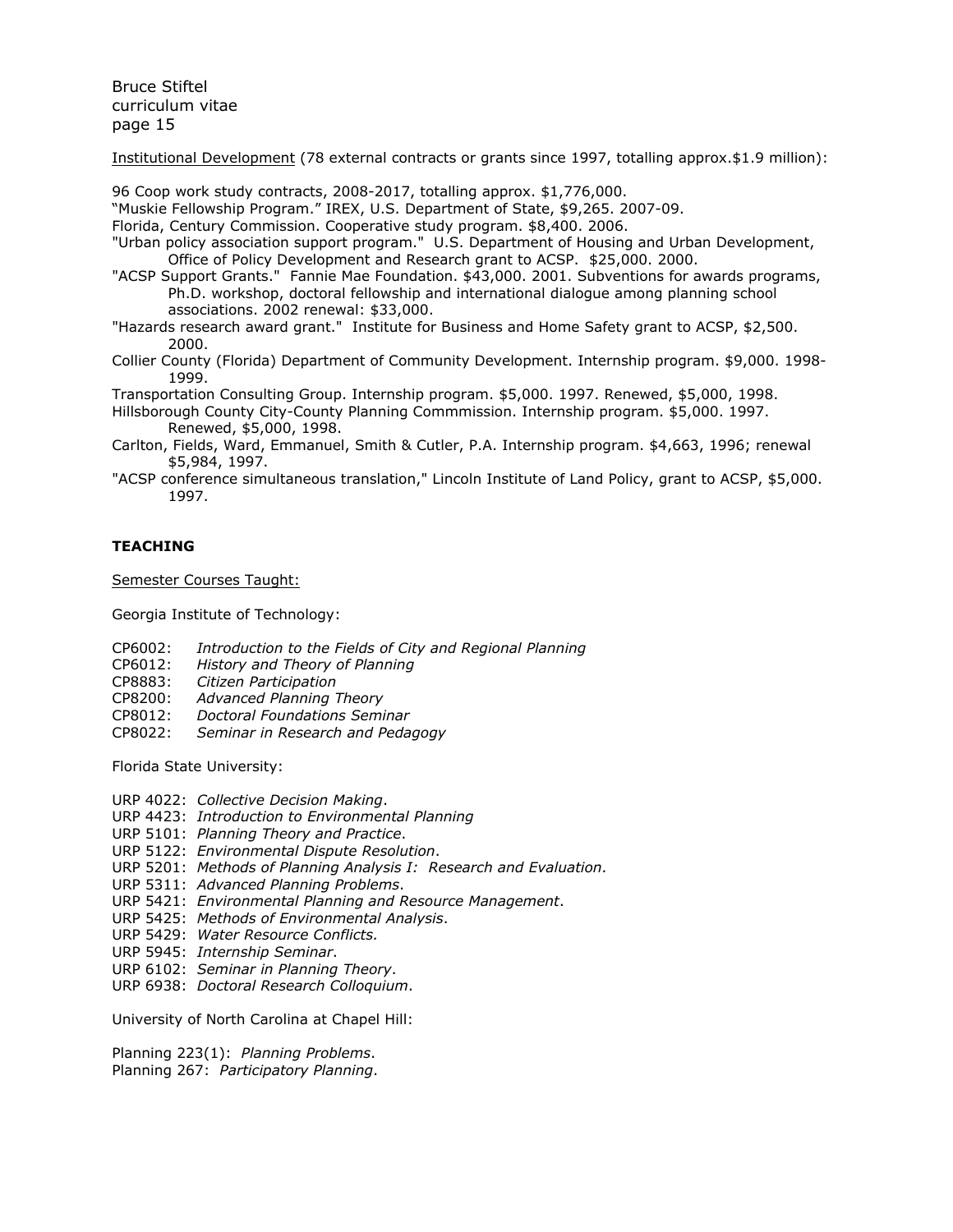Institutional Development (78 external contracts or grants since 1997, totalling approx.$1.9 million):

96 Coop work study contracts, 2008-2017, totalling approx. $1,776,000.

"Muskie Fellowship Program." IREX, U.S. Department of State, $9,265. 2007-09.

Florida, Century Commission. Cooperative study program. $8,400. 2006.

"Urban policy association support program." U.S. Department of Housing and Urban Development, Office of Policy Development and Research grant to ACSP. $25,000. 2000.

"ACSP Support Grants." Fannie Mae Foundation. $43,000. 2001. Subventions for awards programs, Ph.D. workshop, doctoral fellowship and international dialogue among planning school associations. 2002 renewal: $33,000.

"Hazards research award grant." Institute for Business and Home Safety grant to ACSP, $2,500. 2000.

Collier County (Florida) Department of Community Development. Internship program. $9,000. 1998-1999.

Transportation Consulting Group. Internship program. $5,000. 1997. Renewed, $5,000, 1998.

Hillsborough County City-County Planning Commmission. Internship program. $5,000. 1997. Renewed, $5,000, 1998.

Carlton, Fields, Ward, Emmanuel, Smith & Cutler, P.A. Internship program. $4,663, 1996; renewal $5,984, 1997.

"ACSP conference simultaneous translation," Lincoln Institute of Land Policy, grant to ACSP, $5,000. 1997.

## TEACHING

Semester Courses Taught:

Georgia Institute of Technology:

CP6002: *Introduction to the Fields of City and Regional Planning*
CP6012: *History and Theory of Planning*
CP8883: *Citizen Participation*
CP8200: *Advanced Planning Theory*
CP8012: *Doctoral Foundations Seminar*
CP8022: *Seminar in Research and Pedagogy*

Florida State University:

URP 4022: *Collective Decision Making*.
URP 4423: *Introduction to Environmental Planning*
URP 5101: *Planning Theory and Practice*.
URP 5122: *Environmental Dispute Resolution*.
URP 5201: *Methods of Planning Analysis I: Research and Evaluation*.
URP 5311: *Advanced Planning Problems*.
URP 5421: *Environmental Planning and Resource Management*.
URP 5425: *Methods of Environmental Analysis*.
URP 5429: *Water Resource Conflicts.*
URP 5945: *Internship Seminar*.
URP 6102: *Seminar in Planning Theory*.
URP 6938: *Doctoral Research Colloquium*.

University of North Carolina at Chapel Hill:

Planning 223(1): *Planning Problems*.
Planning 267: *Participatory Planning*.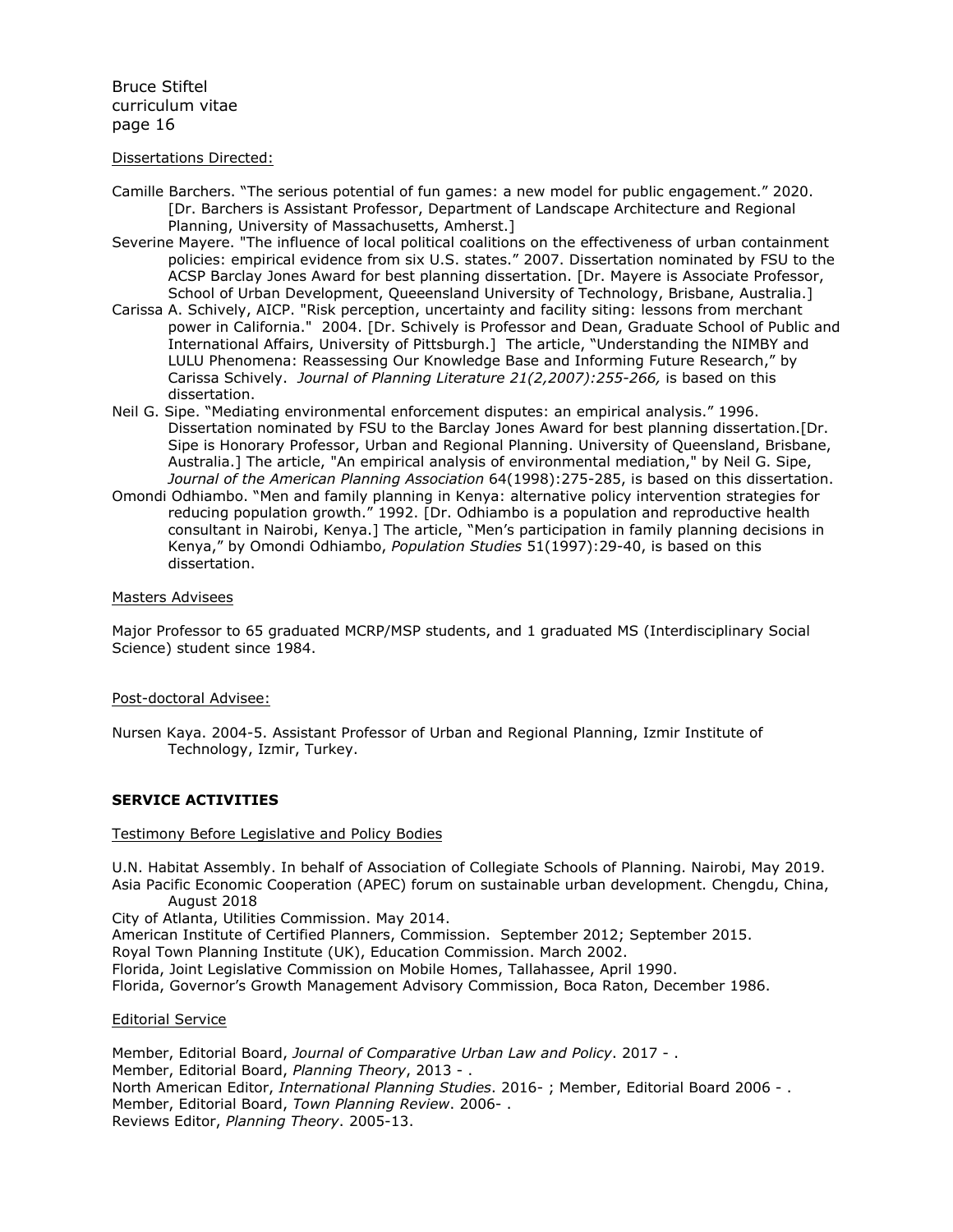Dissertations Directed:

Camille Barchers. "The serious potential of fun games: a new model for public engagement." 2020. [Dr. Barchers is Assistant Professor, Department of Landscape Architecture and Regional Planning, University of Massachusetts, Amherst.]

Severine Mayere. "The influence of local political coalitions on the effectiveness of urban containment policies: empirical evidence from six U.S. states." 2007. Dissertation nominated by FSU to the ACSP Barclay Jones Award for best planning dissertation. [Dr. Mayere is Associate Professor, School of Urban Development, Queeensland University of Technology, Brisbane, Australia.]

Carissa A. Schively, AICP. "Risk perception, uncertainty and facility siting: lessons from merchant power in California." 2004. [Dr. Schively is Professor and Dean, Graduate School of Public and International Affairs, University of Pittsburgh.] The article, "Understanding the NIMBY and LULU Phenomena: Reassessing Our Knowledge Base and Informing Future Research," by Carissa Schively. *Journal of Planning Literature 21(2,2007):255-266,* is based on this dissertation.

Neil G. Sipe. "Mediating environmental enforcement disputes: an empirical analysis." 1996. Dissertation nominated by FSU to the Barclay Jones Award for best planning dissertation.[Dr. Sipe is Honorary Professor, Urban and Regional Planning. University of Queensland, Brisbane, Australia.] The article, "An empirical analysis of environmental mediation," by Neil G. Sipe, *Journal of the American Planning Association* 64(1998):275-285, is based on this dissertation.

Omondi Odhiambo. "Men and family planning in Kenya: alternative policy intervention strategies for reducing population growth." 1992. [Dr. Odhiambo is a population and reproductive health consultant in Nairobi, Kenya.] The article, "Men's participation in family planning decisions in Kenya," by Omondi Odhiambo, *Population Studies* 51(1997):29-40, is based on this dissertation.

Masters Advisees

Major Professor to 65 graduated MCRP/MSP students, and 1 graduated MS (Interdisciplinary Social Science) student since 1984.

Post-doctoral Advisee:

Nursen Kaya. 2004-5. Assistant Professor of Urban and Regional Planning, Izmir Institute of Technology, Izmir, Turkey.

## SERVICE ACTIVITIES

Testimony Before Legislative and Policy Bodies

U.N. Habitat Assembly. In behalf of Association of Collegiate Schools of Planning. Nairobi, May 2019.
Asia Pacific Economic Cooperation (APEC) forum on sustainable urban development. Chengdu, China, August 2018
City of Atlanta, Utilities Commission. May 2014.
American Institute of Certified Planners, Commission. September 2012; September 2015.
Royal Town Planning Institute (UK), Education Commission. March 2002.
Florida, Joint Legislative Commission on Mobile Homes, Tallahassee, April 1990.
Florida, Governor's Growth Management Advisory Commission, Boca Raton, December 1986.

Editorial Service

Member, Editorial Board, *Journal of Comparative Urban Law and Policy*. 2017 - .
Member, Editorial Board, *Planning Theory*, 2013 - .
North American Editor, *International Planning Studies*. 2016- ; Member, Editorial Board 2006 - .
Member, Editorial Board, *Town Planning Review*. 2006- .
Reviews Editor, *Planning Theory*. 2005-13.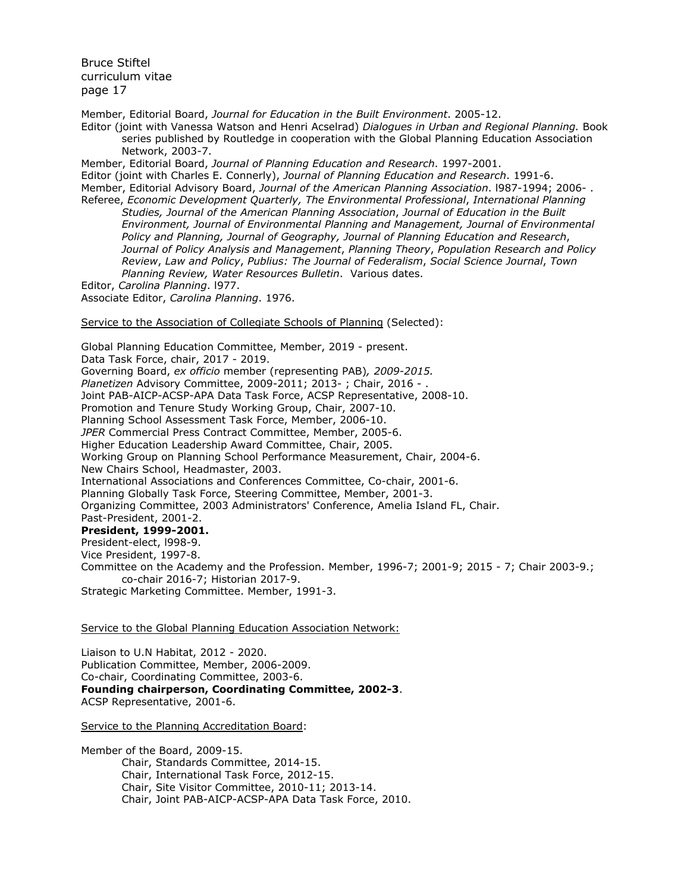Member, Editorial Board, *Journal for Education in the Built Environment*. 2005-12.

Editor (joint with Vanessa Watson and Henri Acselrad) *Dialogues in Urban and Regional Planning.* Book series published by Routledge in cooperation with the Global Planning Education Association Network, 2003-7.

Member, Editorial Board, *Journal of Planning Education and Research*. 1997-2001.

Editor (joint with Charles E. Connerly), *Journal of Planning Education and Research*. 1991-6.

Member, Editorial Advisory Board, *Journal of the American Planning Association*. l987-1994; 2006- .

Referee, *Economic Development Quarterly, The Environmental Professional*, *International Planning Studies, Journal of the American Planning Association*, *Journal of Education in the Built Environment, Journal of Environmental Planning and Management, Journal of Environmental Policy and Planning, Journal of Geography, Journal of Planning Education and Research*, *Journal of Policy Analysis and Management*, *Planning Theory*, *Population Research and Policy Review*, *Law and Policy*, *Publius: The Journal of Federalism*, *Social Science Journal*, *Town Planning Review, Water Resources Bulletin*. Various dates.

Editor, *Carolina Planning*. l977.

Associate Editor, *Carolina Planning*. 1976.

<u>Service to the Association of Collegiate Schools of Planning</u> (Selected):

Global Planning Education Committee, Member, 2019 - present.
Data Task Force, chair, 2017 - 2019.
Governing Board, *ex officio* member (representing PAB)*, 2009-2015.*
*Planetizen* Advisory Committee, 2009-2011; 2013- ; Chair, 2016 - .
Joint PAB-AICP-ACSP-APA Data Task Force, ACSP Representative, 2008-10.
Promotion and Tenure Study Working Group, Chair, 2007-10.
Planning School Assessment Task Force, Member, 2006-10.
*JPER* Commercial Press Contract Committee, Member, 2005-6.
Higher Education Leadership Award Committee, Chair, 2005.
Working Group on Planning School Performance Measurement, Chair, 2004-6.
New Chairs School, Headmaster, 2003.
International Associations and Conferences Committee, Co-chair, 2001-6.
Planning Globally Task Force, Steering Committee, Member, 2001-3.
Organizing Committee, 2003 Administrators' Conference, Amelia Island FL, Chair.
Past-President, 2001-2.
**President, 1999-2001.**
President-elect, l998-9.
Vice President, 1997-8.
Committee on the Academy and the Profession. Member, 1996-7; 2001-9; 2015 - 7; Chair 2003-9.; co-chair 2016-7; Historian 2017-9.
Strategic Marketing Committee. Member, 1991-3.

<u>Service to the Global Planning Education Association Network:</u>

Liaison to U.N Habitat, 2012 - 2020.
Publication Committee, Member, 2006-2009.
Co-chair, Coordinating Committee, 2003-6.
**Founding chairperson, Coordinating Committee, 2002-3**.
ACSP Representative, 2001-6.

<u>Service to the Planning Accreditation Board</u>:

Member of the Board, 2009-15.
- Chair, Standards Committee, 2014-15.
- Chair, International Task Force, 2012-15.
- Chair, Site Visitor Committee, 2010-11; 2013-14.
- Chair, Joint PAB-AICP-ACSP-APA Data Task Force, 2010.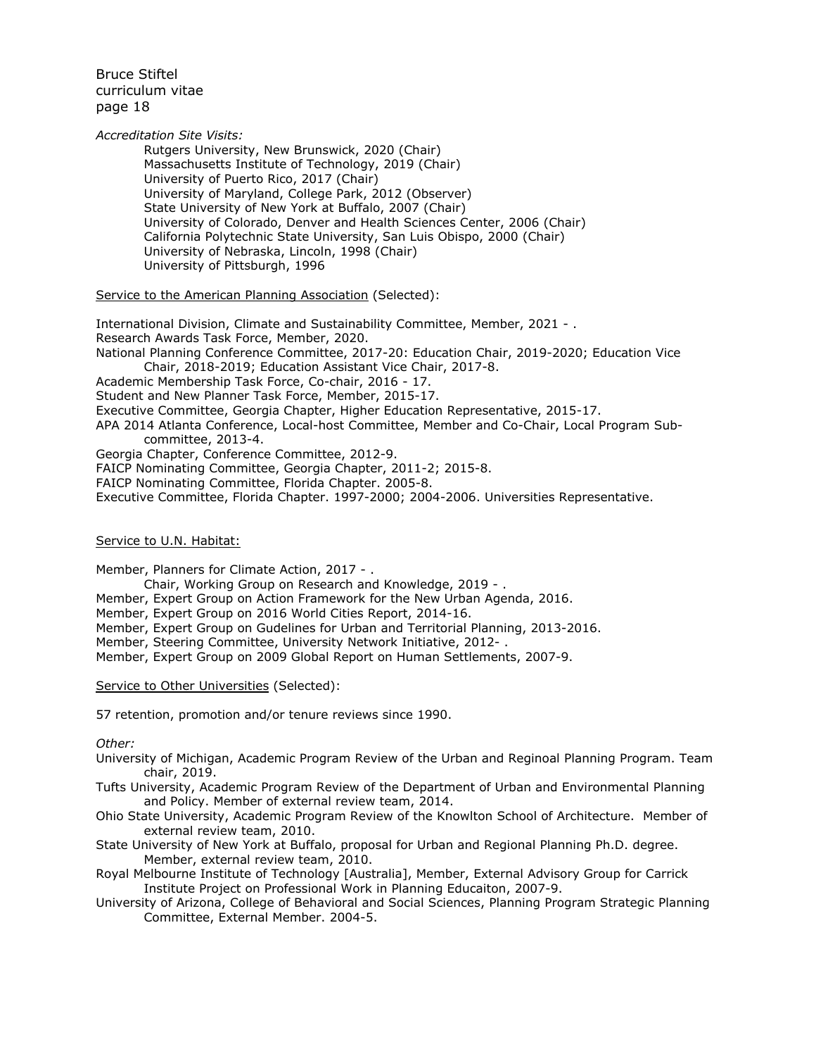*Accreditation Site Visits:*

- Rutgers University, New Brunswick, 2020 (Chair)
- Massachusetts Institute of Technology, 2019 (Chair)
- University of Puerto Rico, 2017 (Chair)
- University of Maryland, College Park, 2012 (Observer)
- State University of New York at Buffalo, 2007 (Chair)
- University of Colorado, Denver and Health Sciences Center, 2006 (Chair)
- California Polytechnic State University, San Luis Obispo, 2000 (Chair)
- University of Nebraska, Lincoln, 1998 (Chair)
- University of Pittsburgh, 1996

<u>Service to the American Planning Association</u> (Selected):

International Division, Climate and Sustainability Committee, Member, 2021 - .
Research Awards Task Force, Member, 2020.
National Planning Conference Committee, 2017-20: Education Chair, 2019-2020; Education Vice Chair, 2018-2019; Education Assistant Vice Chair, 2017-8.
Academic Membership Task Force, Co-chair, 2016 - 17.
Student and New Planner Task Force, Member, 2015-17.
Executive Committee, Georgia Chapter, Higher Education Representative, 2015-17.
APA 2014 Atlanta Conference, Local-host Committee, Member and Co-Chair, Local Program Sub-committee, 2013-4.
Georgia Chapter, Conference Committee, 2012-9.
FAICP Nominating Committee, Georgia Chapter, 2011-2; 2015-8.
FAICP Nominating Committee, Florida Chapter. 2005-8.
Executive Committee, Florida Chapter. 1997-2000; 2004-2006. Universities Representative.

<u>Service to U.N. Habitat:</u>

Member, Planners for Climate Action, 2017 - .
  Chair, Working Group on Research and Knowledge, 2019 - .
Member, Expert Group on Action Framework for the New Urban Agenda, 2016.
Member, Expert Group on 2016 World Cities Report, 2014-16.
Member, Expert Group on Gudelines for Urban and Territorial Planning, 2013-2016.
Member, Steering Committee, University Network Initiative, 2012- .
Member, Expert Group on 2009 Global Report on Human Settlements, 2007-9.

<u>Service to Other Universities</u> (Selected):

57 retention, promotion and/or tenure reviews since 1990.

*Other:*

University of Michigan, Academic Program Review of the Urban and Reginoal Planning Program. Team chair, 2019.
Tufts University, Academic Program Review of the Department of Urban and Environmental Planning and Policy. Member of external review team, 2014.
Ohio State University, Academic Program Review of the Knowlton School of Architecture. Member of external review team, 2010.
State University of New York at Buffalo, proposal for Urban and Regional Planning Ph.D. degree. Member, external review team, 2010.
Royal Melbourne Institute of Technology [Australia], Member, External Advisory Group for Carrick Institute Project on Professional Work in Planning Educaiton, 2007-9.
University of Arizona, College of Behavioral and Social Sciences, Planning Program Strategic Planning Committee, External Member. 2004-5.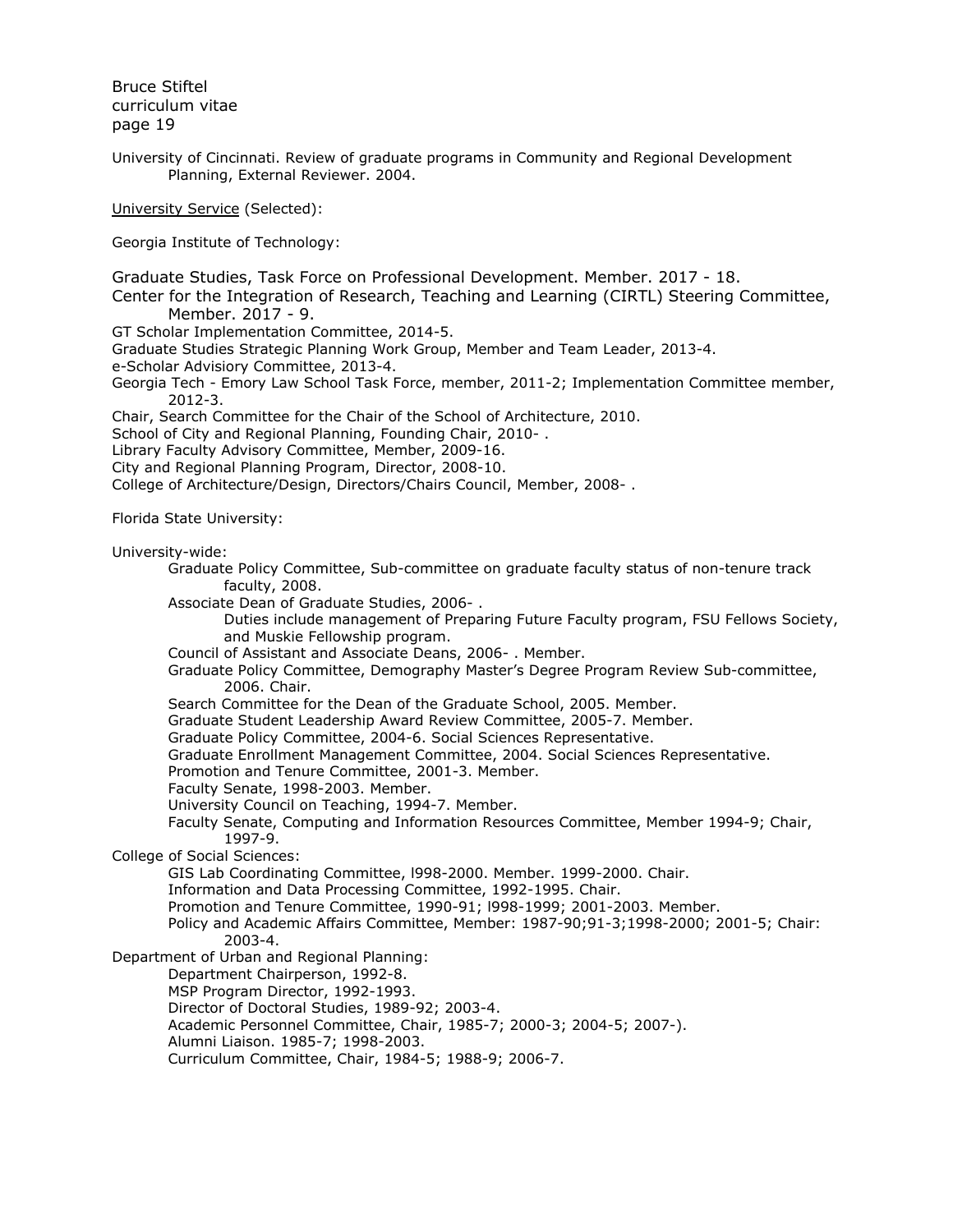University of Cincinnati. Review of graduate programs in Community and Regional Development Planning, External Reviewer. 2004.

<u>University Service</u> (Selected):

Georgia Institute of Technology:

Graduate Studies, Task Force on Professional Development. Member. 2017 - 18.
Center for the Integration of Research, Teaching and Learning (CIRTL) Steering Committee, Member. 2017 - 9.
GT Scholar Implementation Committee, 2014-5.
Graduate Studies Strategic Planning Work Group, Member and Team Leader, 2013-4.
e-Scholar Advisiory Committee, 2013-4.
Georgia Tech - Emory Law School Task Force, member, 2011-2; Implementation Committee member, 2012-3.
Chair, Search Committee for the Chair of the School of Architecture, 2010.
School of City and Regional Planning, Founding Chair, 2010- .
Library Faculty Advisory Committee, Member, 2009-16.
City and Regional Planning Program, Director, 2008-10.
College of Architecture/Design, Directors/Chairs Council, Member, 2008- .

Florida State University:

University-wide:

- Graduate Policy Committee, Sub-committee on graduate faculty status of non-tenure track faculty, 2008.
- Associate Dean of Graduate Studies, 2006- .
  - Duties include management of Preparing Future Faculty program, FSU Fellows Society, and Muskie Fellowship program.
- Council of Assistant and Associate Deans, 2006- . Member.
- Graduate Policy Committee, Demography Master's Degree Program Review Sub-committee, 2006. Chair.
- Search Committee for the Dean of the Graduate School, 2005. Member.
- Graduate Student Leadership Award Review Committee, 2005-7. Member.
- Graduate Policy Committee, 2004-6. Social Sciences Representative.
- Graduate Enrollment Management Committee, 2004. Social Sciences Representative.
- Promotion and Tenure Committee, 2001-3. Member.
- Faculty Senate, 1998-2003. Member.
- University Council on Teaching, 1994-7. Member.
- Faculty Senate, Computing and Information Resources Committee, Member 1994-9; Chair, 1997-9.

College of Social Sciences:

- GIS Lab Coordinating Committee, l998-2000. Member. 1999-2000. Chair.
- Information and Data Processing Committee, 1992-1995. Chair.
- Promotion and Tenure Committee, 1990-91; l998-1999; 2001-2003. Member.
- Policy and Academic Affairs Committee, Member: 1987-90;91-3;1998-2000; 2001-5; Chair: 2003-4.

Department of Urban and Regional Planning:

- Department Chairperson, 1992-8.
- MSP Program Director, 1992-1993.
- Director of Doctoral Studies, 1989-92; 2003-4.
- Academic Personnel Committee, Chair, 1985-7; 2000-3; 2004-5; 2007-).
- Alumni Liaison. 1985-7; 1998-2003.
- Curriculum Committee, Chair, 1984-5; 1988-9; 2006-7.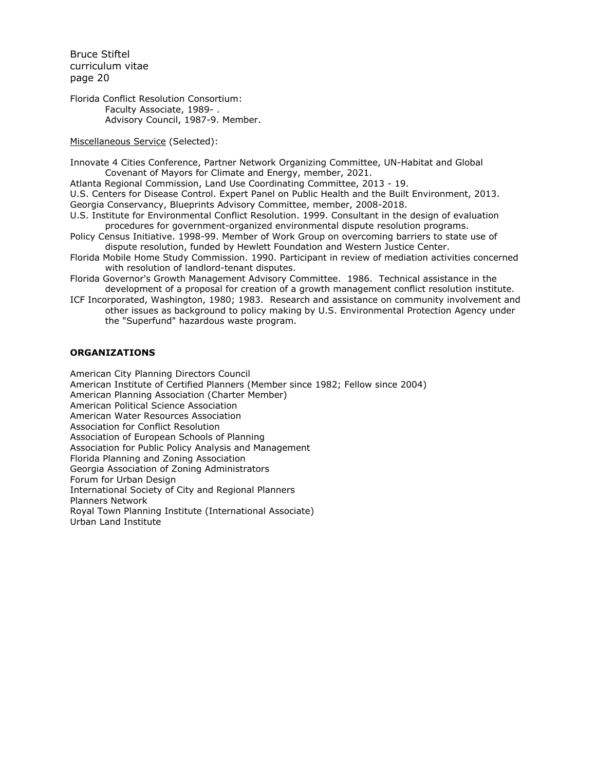Florida Conflict Resolution Consortium:
  Faculty Associate, 1989- .
  Advisory Council, 1987-9. Member.

Miscellaneous Service (Selected):

Innovate 4 Cities Conference, Partner Network Organizing Committee, UN-Habitat and Global Covenant of Mayors for Climate and Energy, member, 2021.
Atlanta Regional Commission, Land Use Coordinating Committee, 2013 - 19.
U.S. Centers for Disease Control. Expert Panel on Public Health and the Built Environment, 2013.
Georgia Conservancy, Blueprints Advisory Committee, member, 2008-2018.
U.S. Institute for Environmental Conflict Resolution. 1999. Consultant in the design of evaluation procedures for government-organized environmental dispute resolution programs.
Policy Census Initiative. 1998-99. Member of Work Group on overcoming barriers to state use of dispute resolution, funded by Hewlett Foundation and Western Justice Center.
Florida Mobile Home Study Commission. 1990. Participant in review of mediation activities concerned with resolution of landlord-tenant disputes.
Florida Governor's Growth Management Advisory Committee. 1986. Technical assistance in the development of a proposal for creation of a growth management conflict resolution institute.
ICF Incorporated, Washington, 1980; 1983. Research and assistance on community involvement and other issues as background to policy making by U.S. Environmental Protection Agency under the "Superfund" hazardous waste program.

## ORGANIZATIONS

American City Planning Directors Council
American Institute of Certified Planners (Member since 1982; Fellow since 2004)
American Planning Association (Charter Member)
American Political Science Association
American Water Resources Association
Association for Conflict Resolution
Association of European Schools of Planning
Association for Public Policy Analysis and Management
Florida Planning and Zoning Association
Georgia Association of Zoning Administrators
Forum for Urban Design
International Society of City and Regional Planners
Planners Network
Royal Town Planning Institute (International Associate)
Urban Land Institute